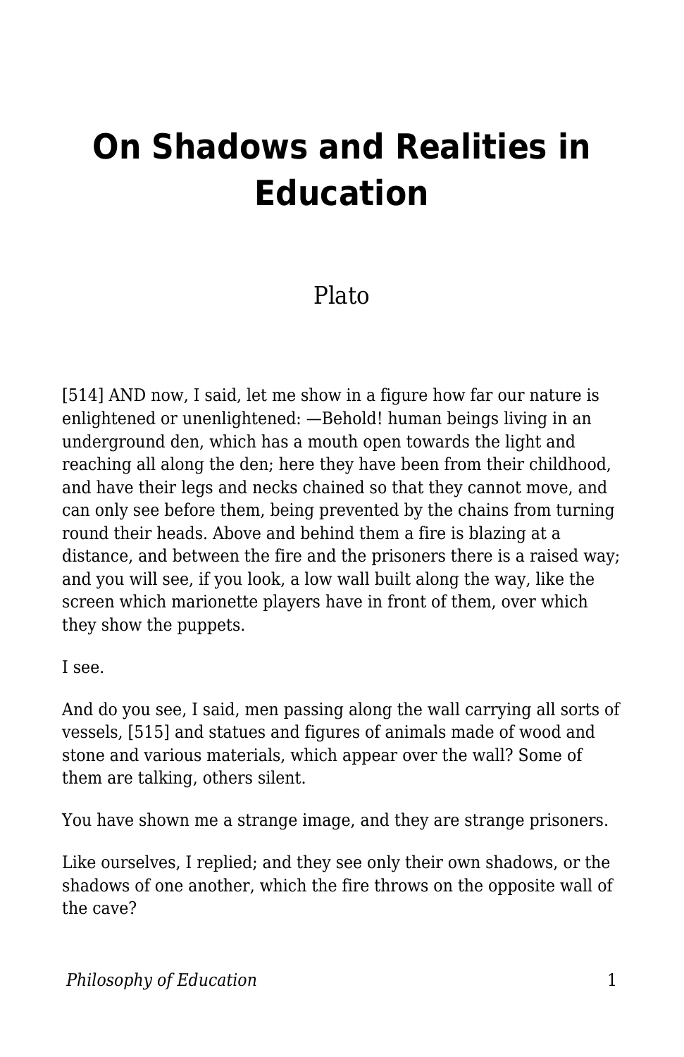# On Shadows and Realities in Education

Plato

[514] AND now, I said, let me show in a figure how far our nature is enlightened or unenlightened: —Behold! human beings living in an underground den, which has a mouth open towards the light and reaching all along the den; here they have been from their childhood, and have their legs and necks chained so that they cannot move, and can only see before them, being prevented by the chains from turning round their heads. Above and behind them a fire is blazing at a distance, and between the fire and the prisoners there is a raised way; and you will see, if you look, a low wall built along the way, like the screen which marionette players have in front of them, over which they show the puppets.

I see.

And do you see, I said, men passing along the wall carrying all sorts of vessels, [515] and statues and figures of animals made of wood and stone and various materials, which appear over the wall? Some of them are talking, others silent.

You have shown me a strange image, and they are strange prisoners.

Like ourselves, I replied; and they see only their own shadows, or the shadows of one another, which the fire throws on the opposite wall of the cave?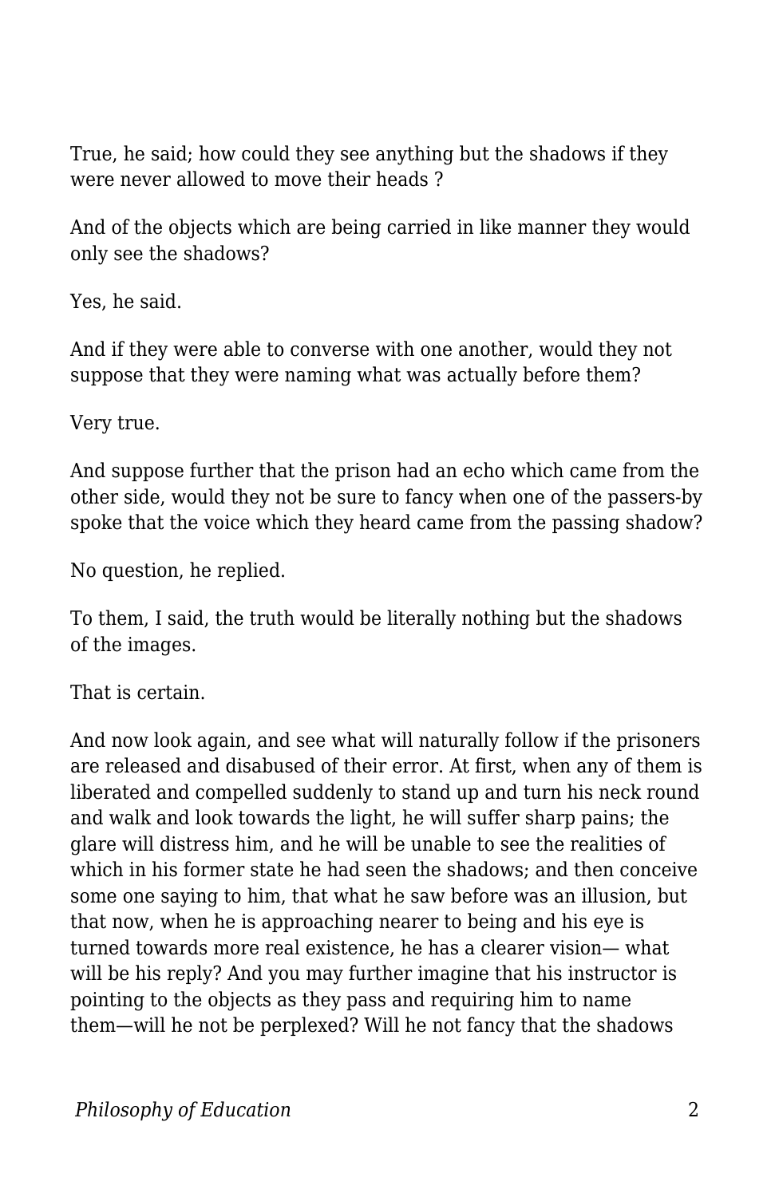True, he said; how could they see anything but the shadows if they were never allowed to move their heads ?

And of the objects which are being carried in like manner they would only see the shadows?

Yes, he said.

And if they were able to converse with one another, would they not suppose that they were naming what was actually before them?

Very true.

And suppose further that the prison had an echo which came from the other side, would they not be sure to fancy when one of the passers-by spoke that the voice which they heard came from the passing shadow?

No question, he replied.

To them, I said, the truth would be literally nothing but the shadows of the images.

That is certain.

And now look again, and see what will naturally follow if the prisoners are released and disabused of their error. At first, when any of them is liberated and compelled suddenly to stand up and turn his neck round and walk and look towards the light, he will suffer sharp pains; the glare will distress him, and he will be unable to see the realities of which in his former state he had seen the shadows; and then conceive some one saying to him, that what he saw before was an illusion, but that now, when he is approaching nearer to being and his eye is turned towards more real existence, he has a clearer vision— what will be his reply? And you may further imagine that his instructor is pointing to the objects as they pass and requiring him to name them—will he not be perplexed? Will he not fancy that the shadows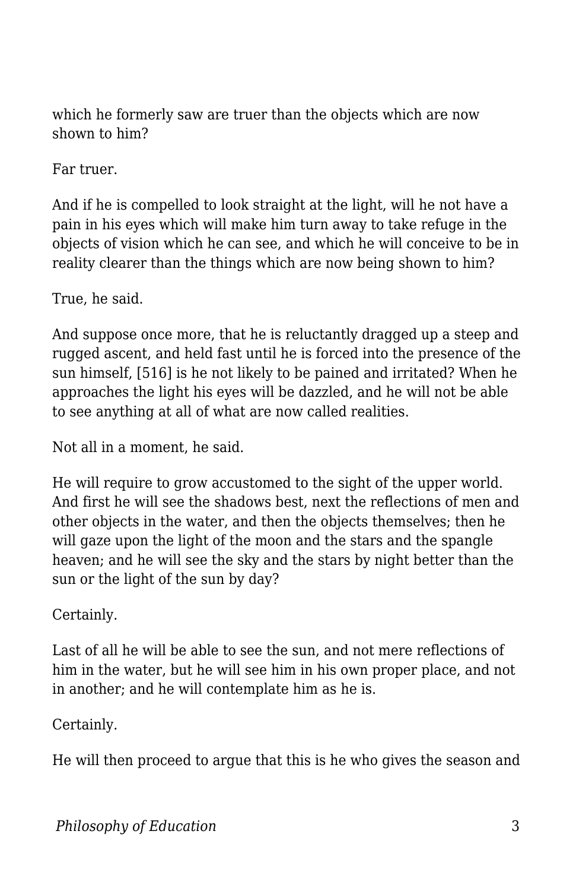which he formerly saw are truer than the objects which are now shown to him?

Far truer.

And if he is compelled to look straight at the light, will he not have a pain in his eyes which will make him turn away to take refuge in the objects of vision which he can see, and which he will conceive to be in reality clearer than the things which are now being shown to him?

True, he said.

And suppose once more, that he is reluctantly dragged up a steep and rugged ascent, and held fast until he is forced into the presence of the sun himself, [516] is he not likely to be pained and irritated? When he approaches the light his eyes will be dazzled, and he will not be able to see anything at all of what are now called realities.

Not all in a moment, he said.

He will require to grow accustomed to the sight of the upper world. And first he will see the shadows best, next the reflections of men and other objects in the water, and then the objects themselves; then he will gaze upon the light of the moon and the stars and the spangle heaven; and he will see the sky and the stars by night better than the sun or the light of the sun by day?

Certainly.

Last of all he will be able to see the sun, and not mere reflections of him in the water, but he will see him in his own proper place, and not in another; and he will contemplate him as he is.

Certainly.

He will then proceed to argue that this is he who gives the season and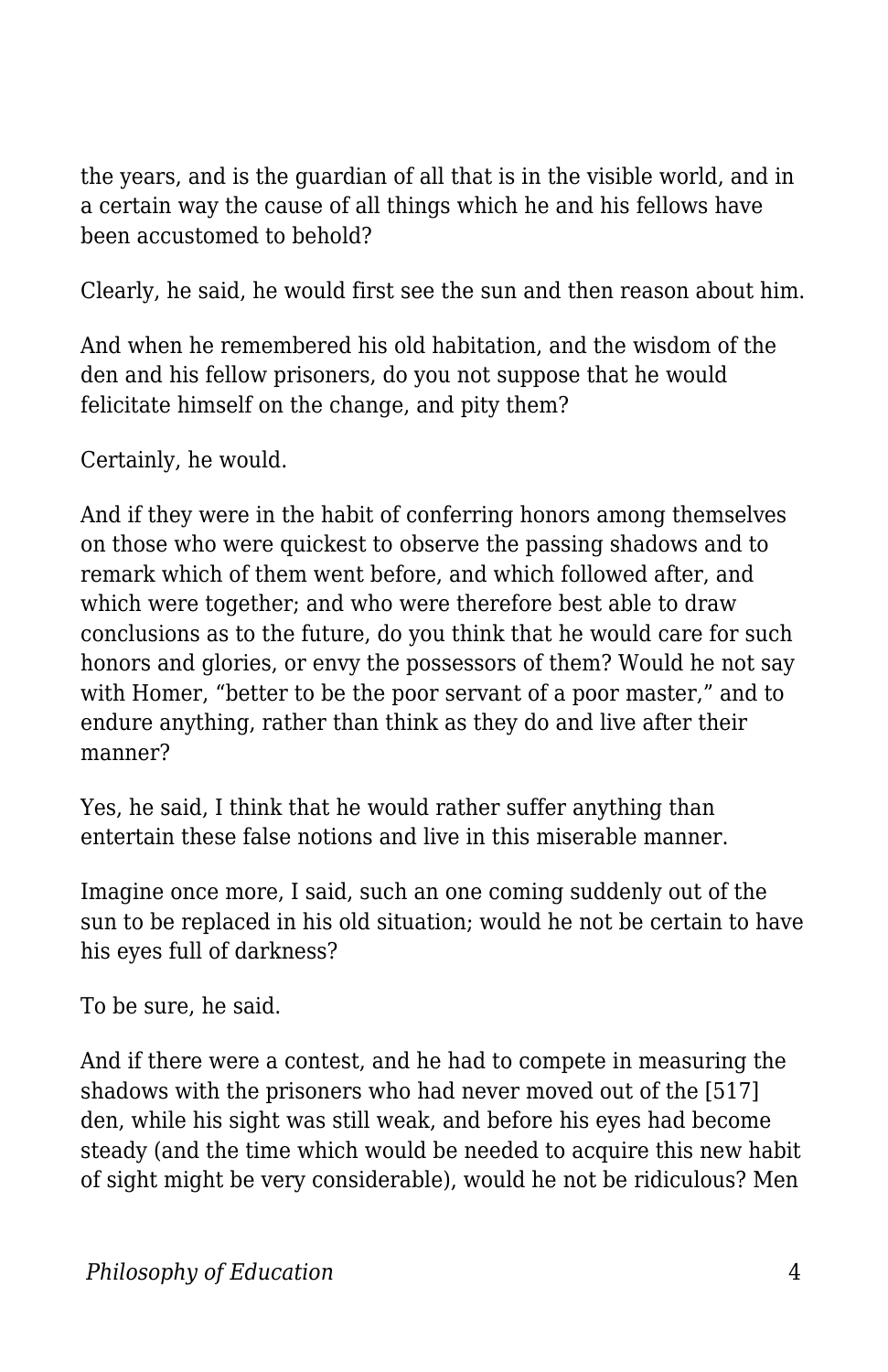the years, and is the guardian of all that is in the visible world, and in a certain way the cause of all things which he and his fellows have been accustomed to behold?

Clearly, he said, he would first see the sun and then reason about him.

And when he remembered his old habitation, and the wisdom of the den and his fellow prisoners, do you not suppose that he would felicitate himself on the change, and pity them?

Certainly, he would.

And if they were in the habit of conferring honors among themselves on those who were quickest to observe the passing shadows and to remark which of them went before, and which followed after, and which were together; and who were therefore best able to draw conclusions as to the future, do you think that he would care for such honors and glories, or envy the possessors of them? Would he not say with Homer, "better to be the poor servant of a poor master," and to endure anything, rather than think as they do and live after their manner?

Yes, he said, I think that he would rather suffer anything than entertain these false notions and live in this miserable manner.

Imagine once more, I said, such an one coming suddenly out of the sun to be replaced in his old situation; would he not be certain to have his eyes full of darkness?

To be sure, he said.

And if there were a contest, and he had to compete in measuring the shadows with the prisoners who had never moved out of the [517] den, while his sight was still weak, and before his eyes had become steady (and the time which would be needed to acquire this new habit of sight might be very considerable), would he not be ridiculous? Men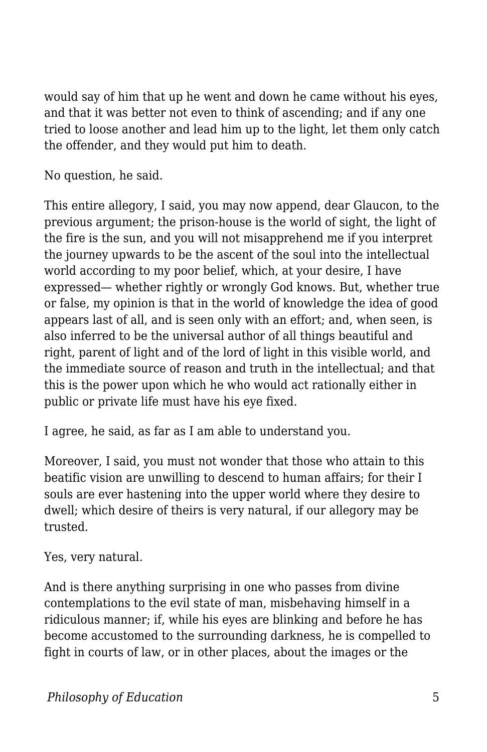would say of him that up he went and down he came without his eyes, and that it was better not even to think of ascending; and if any one tried to loose another and lead him up to the light, let them only catch the offender, and they would put him to death.

No question, he said.

This entire allegory, I said, you may now append, dear Glaucon, to the previous argument; the prison-house is the world of sight, the light of the fire is the sun, and you will not misapprehend me if you interpret the journey upwards to be the ascent of the soul into the intellectual world according to my poor belief, which, at your desire, I have expressed— whether rightly or wrongly God knows. But, whether true or false, my opinion is that in the world of knowledge the idea of good appears last of all, and is seen only with an effort; and, when seen, is also inferred to be the universal author of all things beautiful and right, parent of light and of the lord of light in this visible world, and the immediate source of reason and truth in the intellectual; and that this is the power upon which he who would act rationally either in public or private life must have his eye fixed.

I agree, he said, as far as I am able to understand you.

Moreover, I said, you must not wonder that those who attain to this beatific vision are unwilling to descend to human affairs; for their I souls are ever hastening into the upper world where they desire to dwell; which desire of theirs is very natural, if our allegory may be trusted.

Yes, very natural.

And is there anything surprising in one who passes from divine contemplations to the evil state of man, misbehaving himself in a ridiculous manner; if, while his eyes are blinking and before he has become accustomed to the surrounding darkness, he is compelled to fight in courts of law, or in other places, about the images or the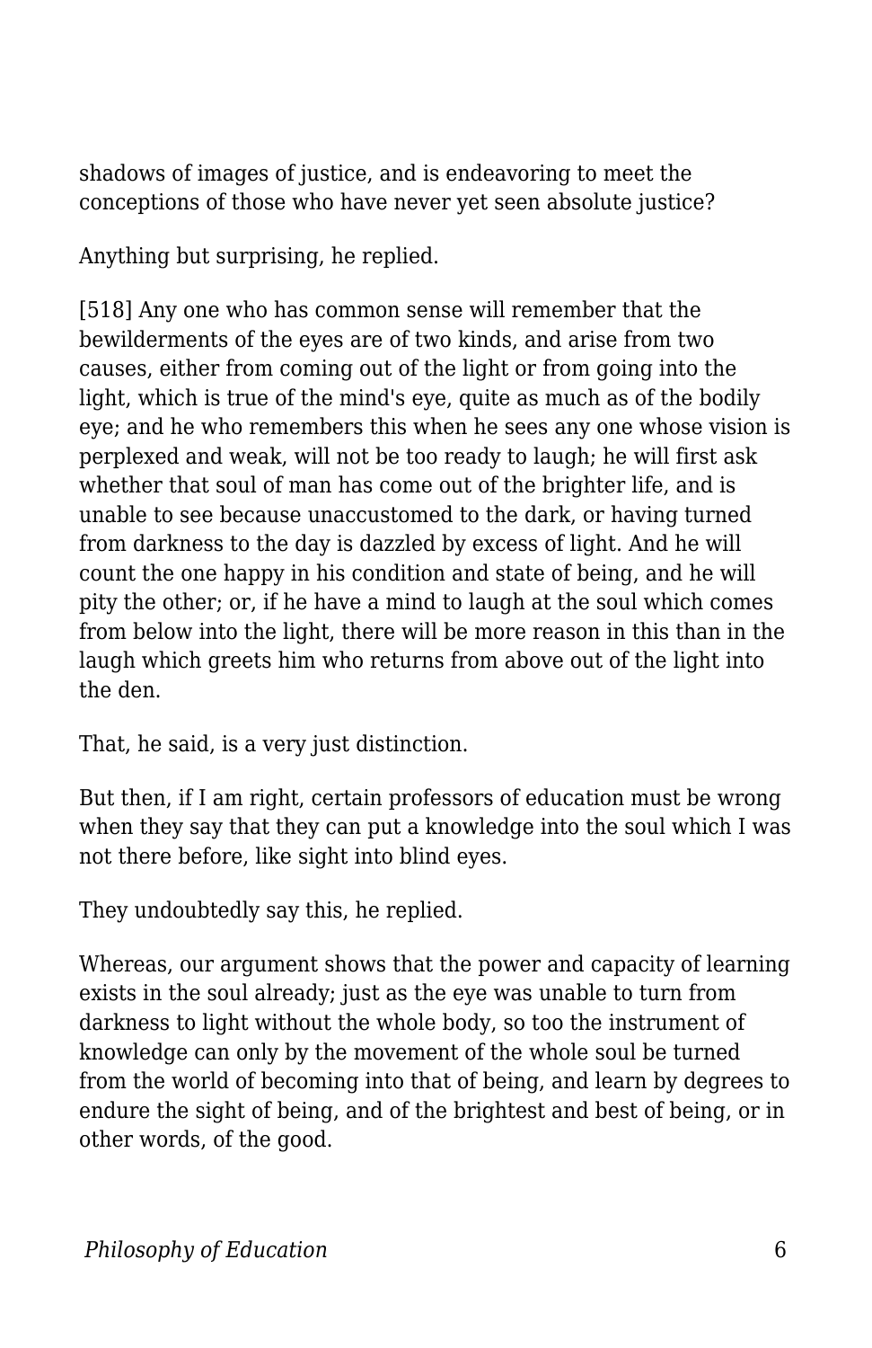shadows of images of justice, and is endeavoring to meet the conceptions of those who have never yet seen absolute justice?

Anything but surprising, he replied.

[518] Any one who has common sense will remember that the bewilderments of the eyes are of two kinds, and arise from two causes, either from coming out of the light or from going into the light, which is true of the mind's eye, quite as much as of the bodily eye; and he who remembers this when he sees any one whose vision is perplexed and weak, will not be too ready to laugh; he will first ask whether that soul of man has come out of the brighter life, and is unable to see because unaccustomed to the dark, or having turned from darkness to the day is dazzled by excess of light. And he will count the one happy in his condition and state of being, and he will pity the other; or, if he have a mind to laugh at the soul which comes from below into the light, there will be more reason in this than in the laugh which greets him who returns from above out of the light into the den.

That, he said, is a very just distinction.

But then, if I am right, certain professors of education must be wrong when they say that they can put a knowledge into the soul which I was not there before, like sight into blind eyes.

They undoubtedly say this, he replied.

Whereas, our argument shows that the power and capacity of learning exists in the soul already; just as the eye was unable to turn from darkness to light without the whole body, so too the instrument of knowledge can only by the movement of the whole soul be turned from the world of becoming into that of being, and learn by degrees to endure the sight of being, and of the brightest and best of being, or in other words, of the good.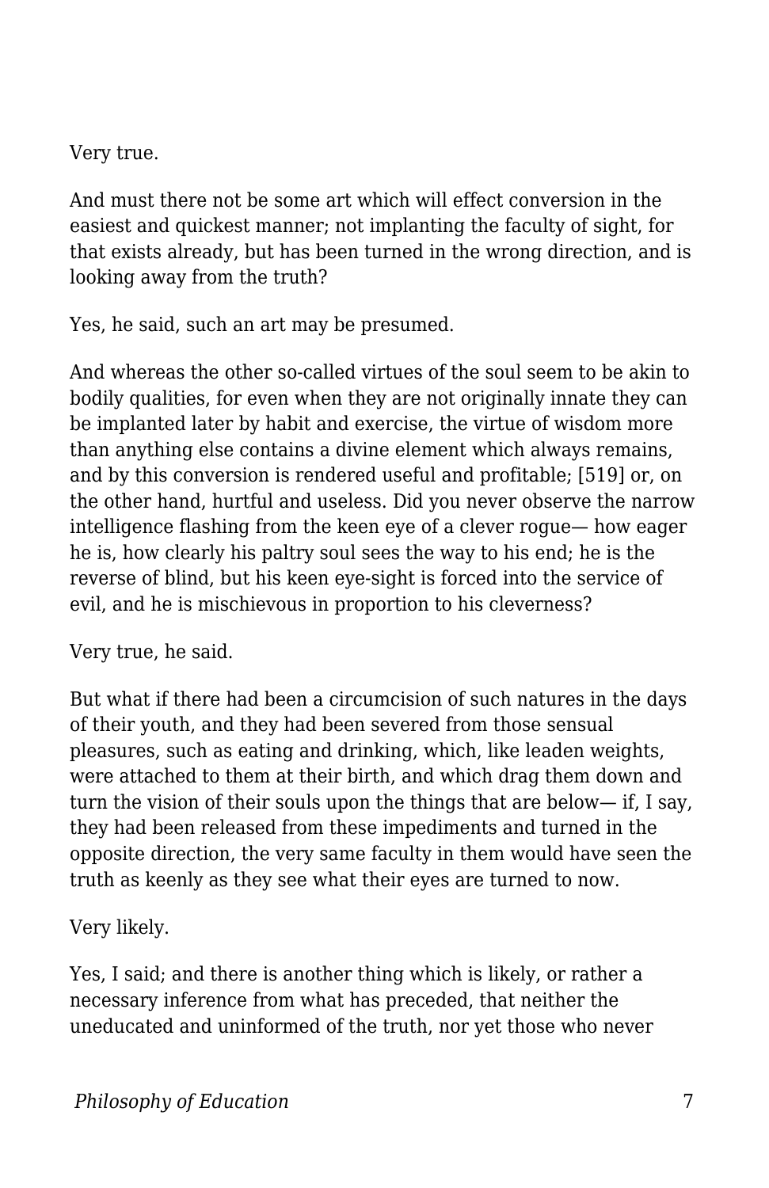Very true.

And must there not be some art which will effect conversion in the easiest and quickest manner; not implanting the faculty of sight, for that exists already, but has been turned in the wrong direction, and is looking away from the truth?

Yes, he said, such an art may be presumed.

And whereas the other so-called virtues of the soul seem to be akin to bodily qualities, for even when they are not originally innate they can be implanted later by habit and exercise, the virtue of wisdom more than anything else contains a divine element which always remains, and by this conversion is rendered useful and profitable; [519] or, on the other hand, hurtful and useless. Did you never observe the narrow intelligence flashing from the keen eye of a clever rogue— how eager he is, how clearly his paltry soul sees the way to his end; he is the reverse of blind, but his keen eye-sight is forced into the service of evil, and he is mischievous in proportion to his cleverness?

Very true, he said.

But what if there had been a circumcision of such natures in the days of their youth, and they had been severed from those sensual pleasures, such as eating and drinking, which, like leaden weights, were attached to them at their birth, and which drag them down and turn the vision of their souls upon the things that are below— if, I say, they had been released from these impediments and turned in the opposite direction, the very same faculty in them would have seen the truth as keenly as they see what their eyes are turned to now.

Very likely.

Yes, I said; and there is another thing which is likely, or rather a necessary inference from what has preceded, that neither the uneducated and uninformed of the truth, nor yet those who never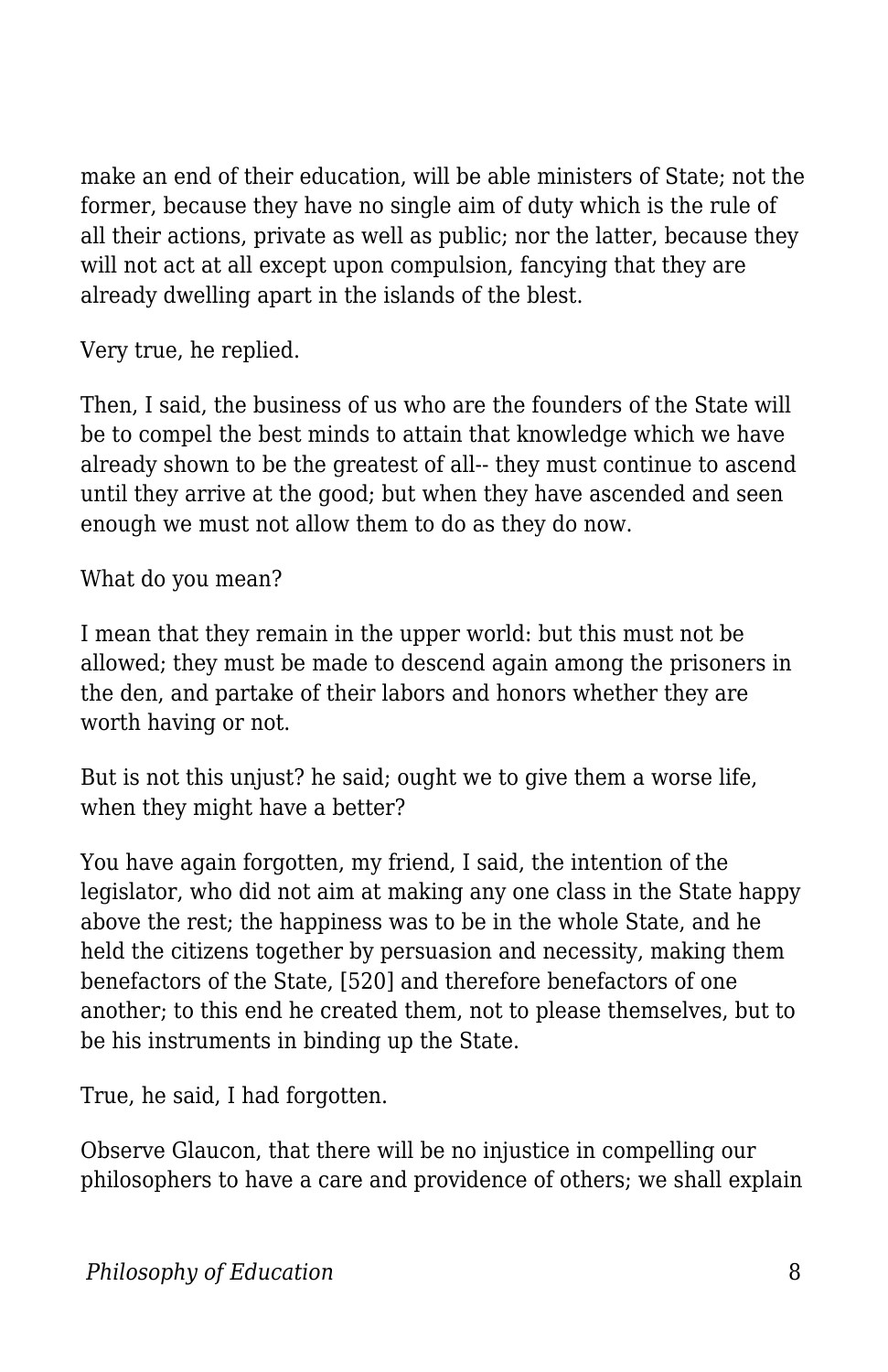make an end of their education, will be able ministers of State; not the former, because they have no single aim of duty which is the rule of all their actions, private as well as public; nor the latter, because they will not act at all except upon compulsion, fancying that they are already dwelling apart in the islands of the blest.

Very true, he replied.

Then, I said, the business of us who are the founders of the State will be to compel the best minds to attain that knowledge which we have already shown to be the greatest of all-- they must continue to ascend until they arrive at the good; but when they have ascended and seen enough we must not allow them to do as they do now.

What do you mean?

I mean that they remain in the upper world: but this must not be allowed; they must be made to descend again among the prisoners in the den, and partake of their labors and honors whether they are worth having or not.

But is not this unjust? he said; ought we to give them a worse life, when they might have a better?

You have again forgotten, my friend, I said, the intention of the legislator, who did not aim at making any one class in the State happy above the rest; the happiness was to be in the whole State, and he held the citizens together by persuasion and necessity, making them benefactors of the State, [520] and therefore benefactors of one another; to this end he created them, not to please themselves, but to be his instruments in binding up the State.

True, he said, I had forgotten.

Observe Glaucon, that there will be no injustice in compelling our philosophers to have a care and providence of others; we shall explain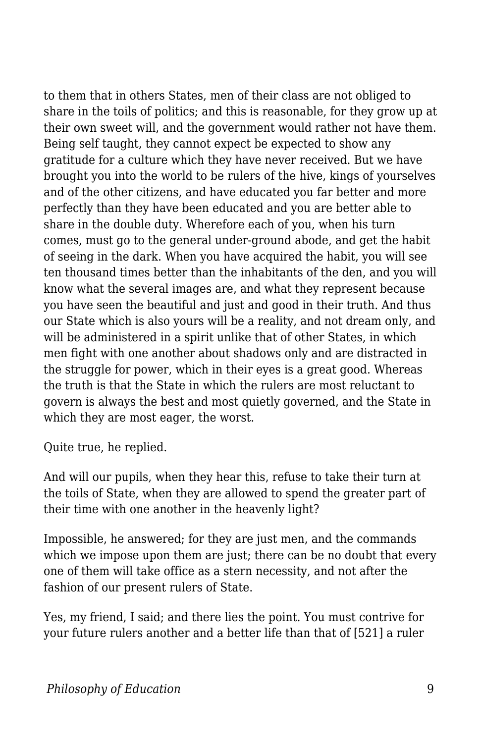to them that in others States, men of their class are not obliged to share in the toils of politics; and this is reasonable, for they grow up at their own sweet will, and the government would rather not have them. Being self taught, they cannot expect be expected to show any gratitude for a culture which they have never received. But we have brought you into the world to be rulers of the hive, kings of yourselves and of the other citizens, and have educated you far better and more perfectly than they have been educated and you are better able to share in the double duty. Wherefore each of you, when his turn comes, must go to the general under-ground abode, and get the habit of seeing in the dark. When you have acquired the habit, you will see ten thousand times better than the inhabitants of the den, and you will know what the several images are, and what they represent because you have seen the beautiful and just and good in their truth. And thus our State which is also yours will be a reality, and not dream only, and will be administered in a spirit unlike that of other States, in which men fight with one another about shadows only and are distracted in the struggle for power, which in their eyes is a great good. Whereas the truth is that the State in which the rulers are most reluctant to govern is always the best and most quietly governed, and the State in which they are most eager, the worst.

Quite true, he replied.

And will our pupils, when they hear this, refuse to take their turn at the toils of State, when they are allowed to spend the greater part of their time with one another in the heavenly light?

Impossible, he answered; for they are just men, and the commands which we impose upon them are just; there can be no doubt that every one of them will take office as a stern necessity, and not after the fashion of our present rulers of State.

Yes, my friend, I said; and there lies the point. You must contrive for your future rulers another and a better life than that of [521] a ruler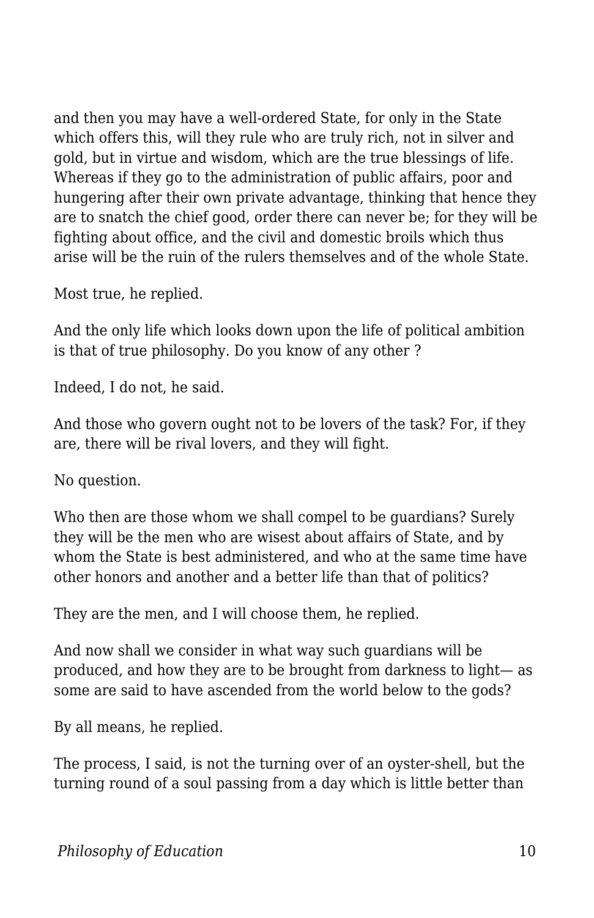and then you may have a well-ordered State, for only in the State which offers this, will they rule who are truly rich, not in silver and gold, but in virtue and wisdom, which are the true blessings of life. Whereas if they go to the administration of public affairs, poor and hungering after their own private advantage, thinking that hence they are to snatch the chief good, order there can never be; for they will be fighting about office, and the civil and domestic broils which thus arise will be the ruin of the rulers themselves and of the whole State.

Most true, he replied.

And the only life which looks down upon the life of political ambition is that of true philosophy. Do you know of any other ?

Indeed, I do not, he said.

And those who govern ought not to be lovers of the task? For, if they are, there will be rival lovers, and they will fight.

No question.

Who then are those whom we shall compel to be guardians? Surely they will be the men who are wisest about affairs of State, and by whom the State is best administered, and who at the same time have other honors and another and a better life than that of politics?

They are the men, and I will choose them, he replied.

And now shall we consider in what way such guardians will be produced, and how they are to be brought from darkness to light— as some are said to have ascended from the world below to the gods?

By all means, he replied.

The process, I said, is not the turning over of an oyster-shell, but the turning round of a soul passing from a day which is little better than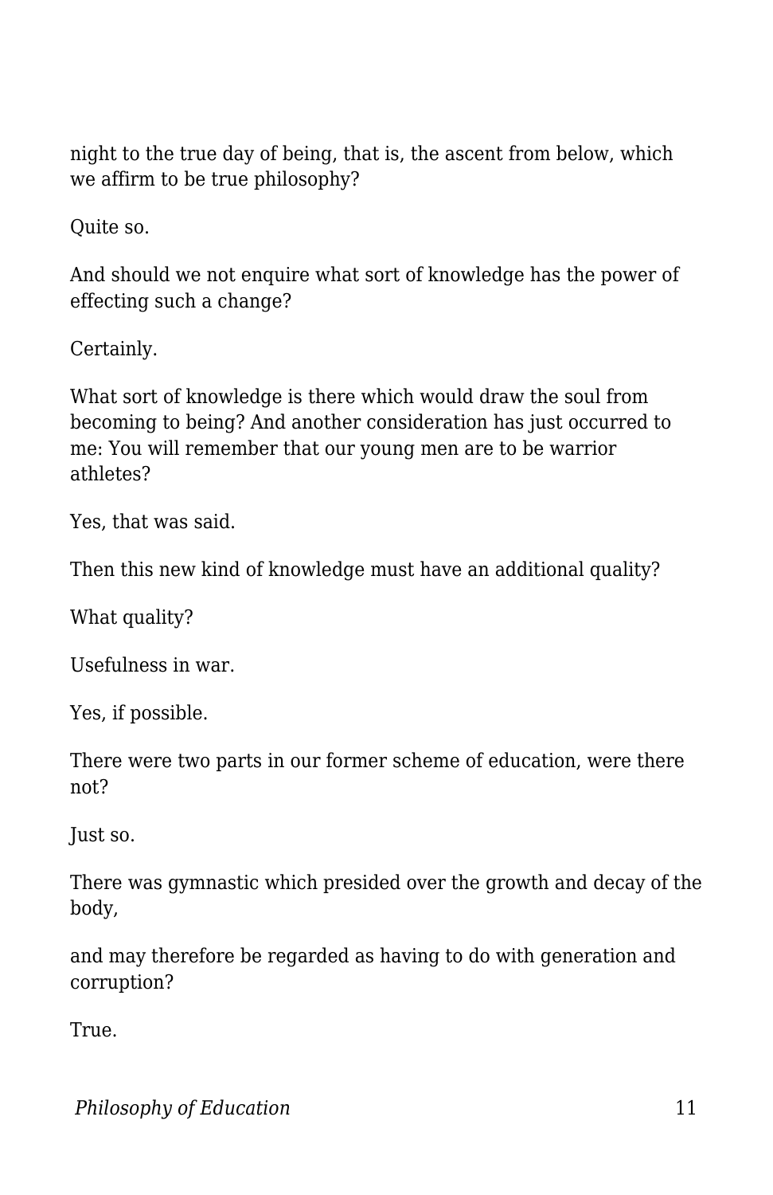night to the true day of being, that is, the ascent from below, which we affirm to be true philosophy?

Quite so.

And should we not enquire what sort of knowledge has the power of effecting such a change?

Certainly.

What sort of knowledge is there which would draw the soul from becoming to being? And another consideration has just occurred to me: You will remember that our young men are to be warrior athletes?

Yes, that was said.

Then this new kind of knowledge must have an additional quality?

What quality?

Usefulness in war.

Yes, if possible.

There were two parts in our former scheme of education, were there not?

Just so.

There was gymnastic which presided over the growth and decay of the body,

and may therefore be regarded as having to do with generation and corruption?

True.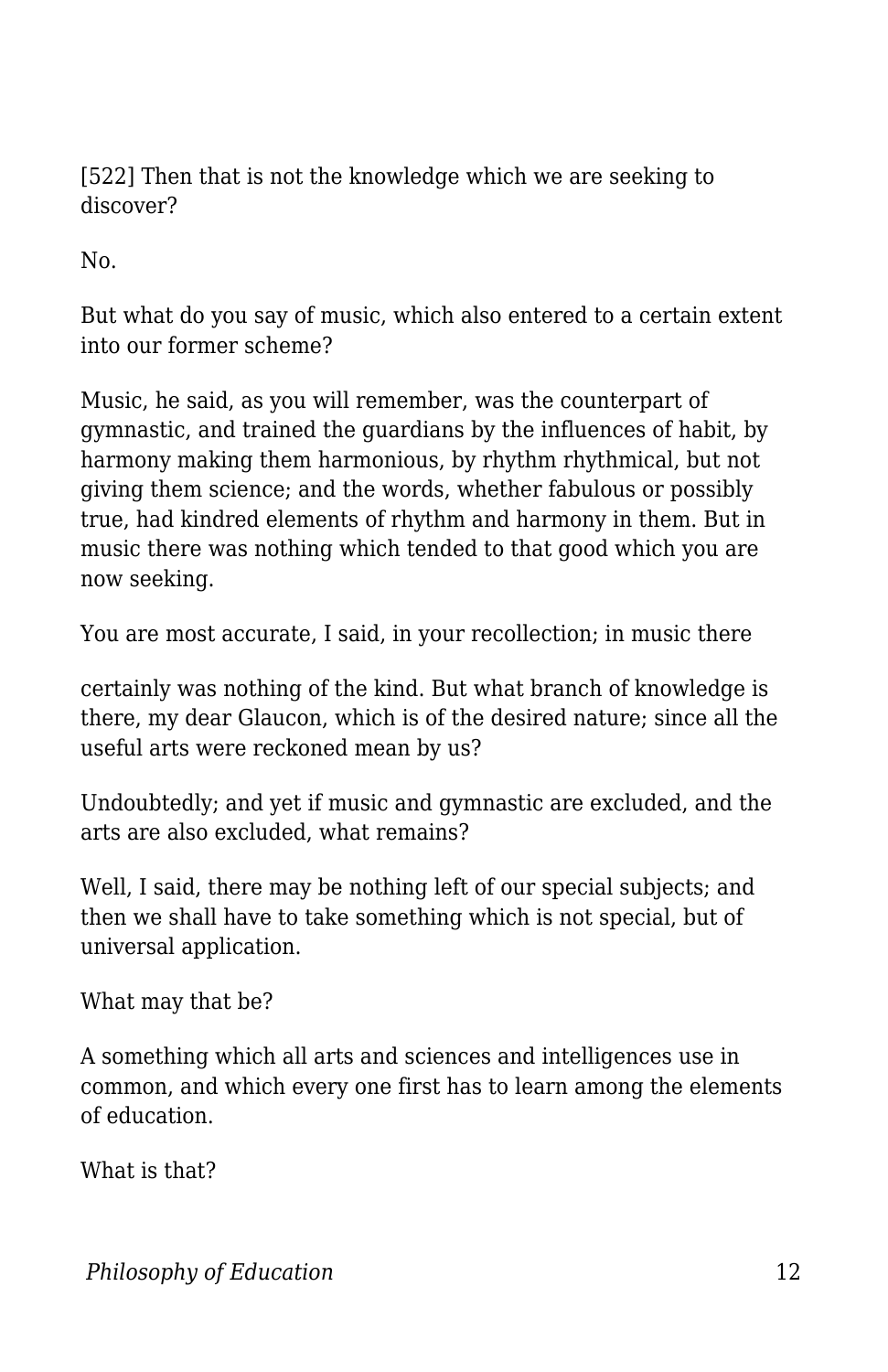[522] Then that is not the knowledge which we are seeking to discover?

No.

But what do you say of music, which also entered to a certain extent into our former scheme?

Music, he said, as you will remember, was the counterpart of gymnastic, and trained the guardians by the influences of habit, by harmony making them harmonious, by rhythm rhythmical, but not giving them science; and the words, whether fabulous or possibly true, had kindred elements of rhythm and harmony in them. But in music there was nothing which tended to that good which you are now seeking.

You are most accurate, I said, in your recollection; in music there certainly was nothing of the kind. But what branch of knowledge is there, my dear Glaucon, which is of the desired nature; since all the useful arts were reckoned mean by us?

Undoubtedly; and yet if music and gymnastic are excluded, and the arts are also excluded, what remains?

Well, I said, there may be nothing left of our special subjects; and then we shall have to take something which is not special, but of universal application.

What may that be?

A something which all arts and sciences and intelligences use in common, and which every one first has to learn among the elements of education.

What is that?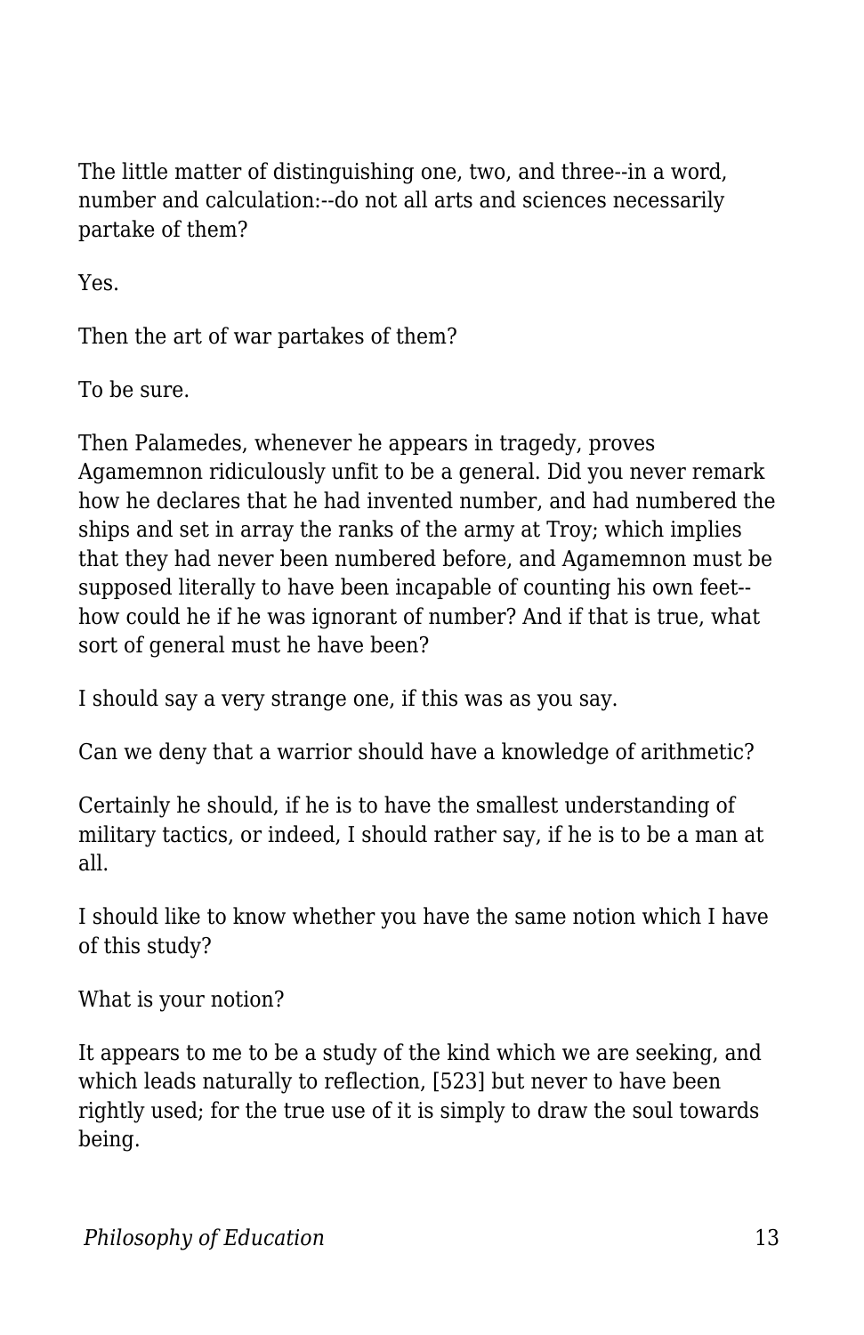The little matter of distinguishing one, two, and three--in a word, number and calculation:--do not all arts and sciences necessarily partake of them?

Yes.

Then the art of war partakes of them?

To be sure.

Then Palamedes, whenever he appears in tragedy, proves Agamemnon ridiculously unfit to be a general. Did you never remark how he declares that he had invented number, and had numbered the ships and set in array the ranks of the army at Troy; which implies that they had never been numbered before, and Agamemnon must be supposed literally to have been incapable of counting his own feet--how could he if he was ignorant of number? And if that is true, what sort of general must he have been?

I should say a very strange one, if this was as you say.

Can we deny that a warrior should have a knowledge of arithmetic?

Certainly he should, if he is to have the smallest understanding of military tactics, or indeed, I should rather say, if he is to be a man at all.

I should like to know whether you have the same notion which I have of this study?

What is your notion?

It appears to me to be a study of the kind which we are seeking, and which leads naturally to reflection, [523] but never to have been rightly used; for the true use of it is simply to draw the soul towards being.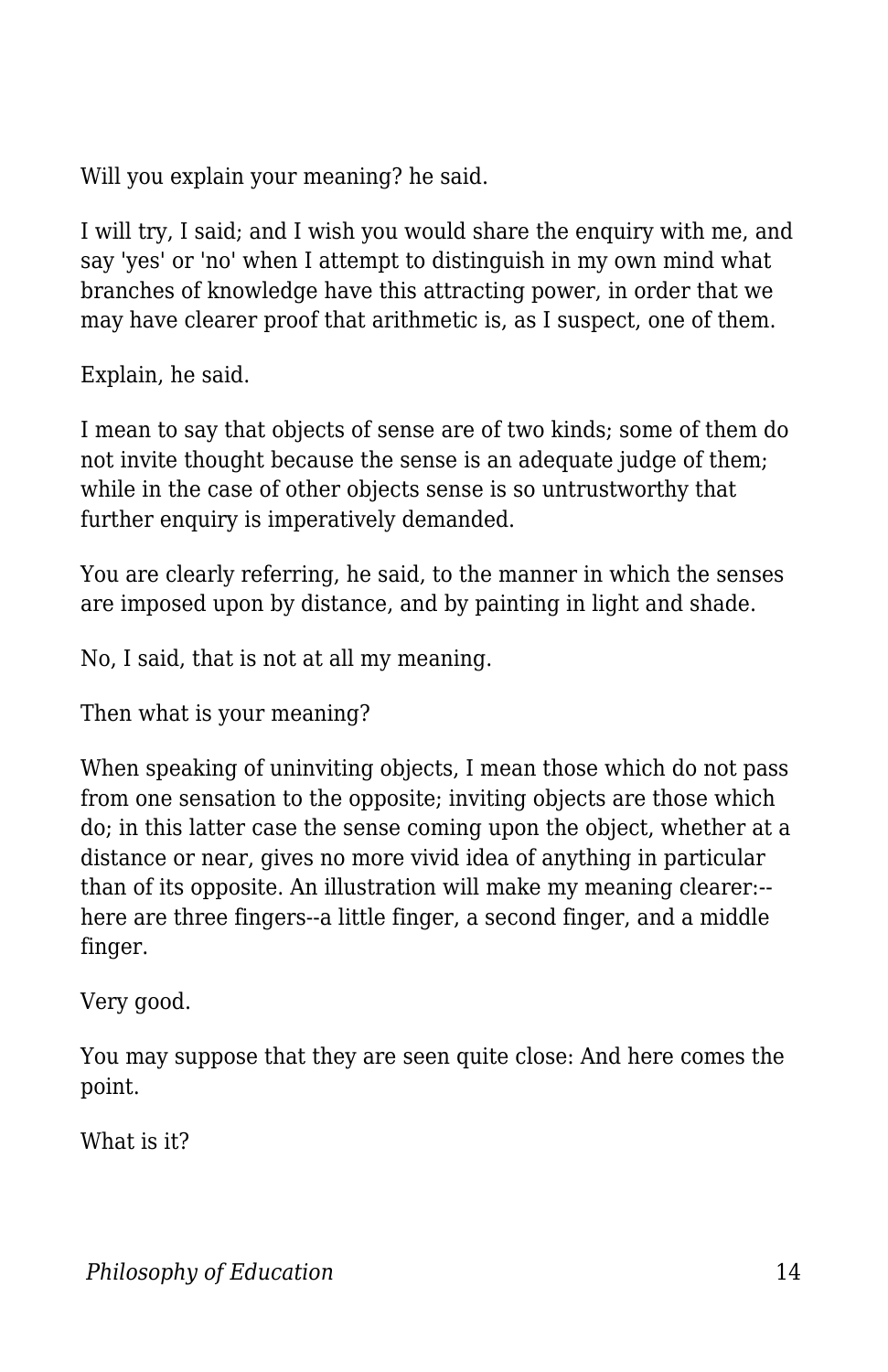Will you explain your meaning? he said.

I will try, I said; and I wish you would share the enquiry with me, and say 'yes' or 'no' when I attempt to distinguish in my own mind what branches of knowledge have this attracting power, in order that we may have clearer proof that arithmetic is, as I suspect, one of them.

Explain, he said.

I mean to say that objects of sense are of two kinds; some of them do not invite thought because the sense is an adequate judge of them; while in the case of other objects sense is so untrustworthy that further enquiry is imperatively demanded.

You are clearly referring, he said, to the manner in which the senses are imposed upon by distance, and by painting in light and shade.

No, I said, that is not at all my meaning.

Then what is your meaning?

When speaking of uninviting objects, I mean those which do not pass from one sensation to the opposite; inviting objects are those which do; in this latter case the sense coming upon the object, whether at a distance or near, gives no more vivid idea of anything in particular than of its opposite. An illustration will make my meaning clearer:--here are three fingers--a little finger, a second finger, and a middle finger.

Very good.

You may suppose that they are seen quite close: And here comes the point.

What is it?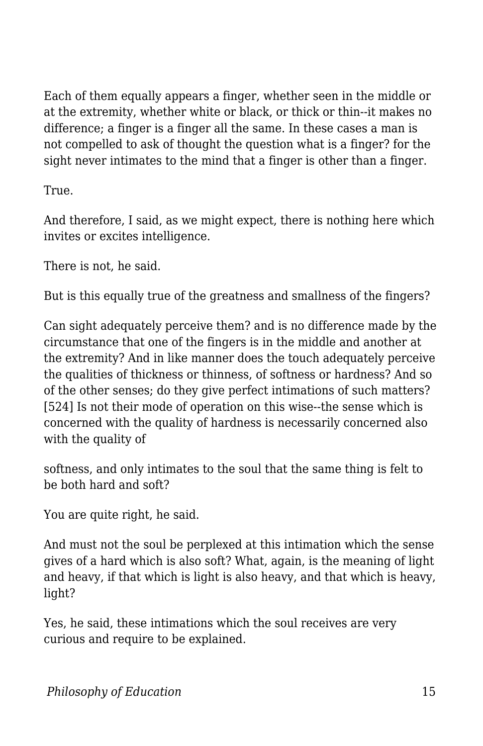Each of them equally appears a finger, whether seen in the middle or at the extremity, whether white or black, or thick or thin--it makes no difference; a finger is a finger all the same. In these cases a man is not compelled to ask of thought the question what is a finger? for the sight never intimates to the mind that a finger is other than a finger.

True.

And therefore, I said, as we might expect, there is nothing here which invites or excites intelligence.

There is not, he said.

But is this equally true of the greatness and smallness of the fingers?

Can sight adequately perceive them? and is no difference made by the circumstance that one of the fingers is in the middle and another at the extremity? And in like manner does the touch adequately perceive the qualities of thickness or thinness, of softness or hardness? And so of the other senses; do they give perfect intimations of such matters? [524] Is not their mode of operation on this wise--the sense which is concerned with the quality of hardness is necessarily concerned also with the quality of softness, and only intimates to the soul that the same thing is felt to be both hard and soft?

You are quite right, he said.

And must not the soul be perplexed at this intimation which the sense gives of a hard which is also soft? What, again, is the meaning of light and heavy, if that which is light is also heavy, and that which is heavy, light?

Yes, he said, these intimations which the soul receives are very curious and require to be explained.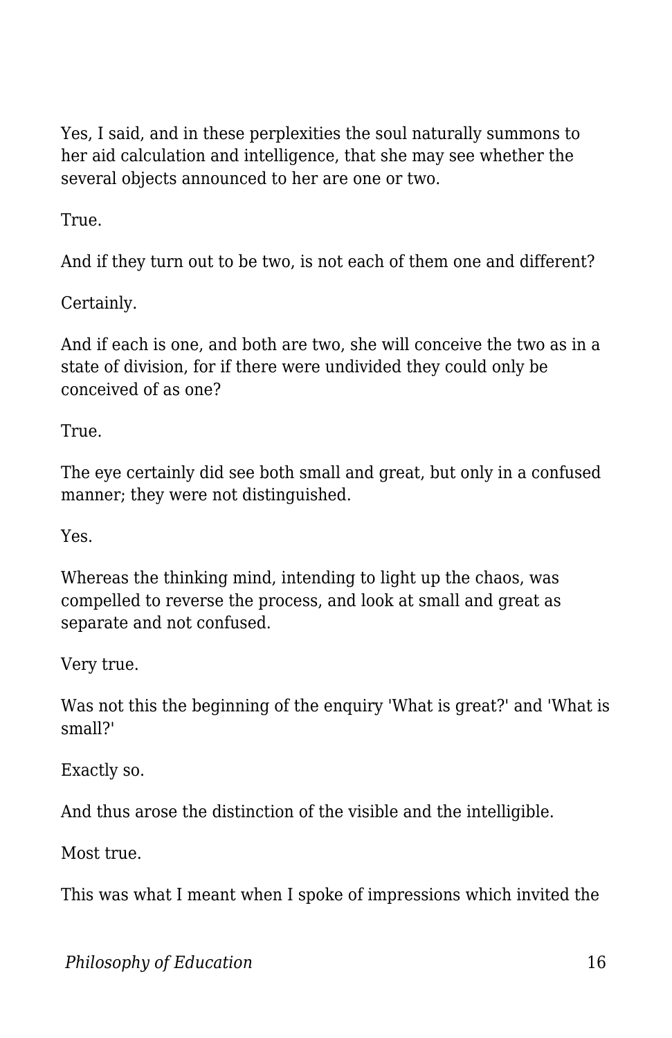Yes, I said, and in these perplexities the soul naturally summons to her aid calculation and intelligence, that she may see whether the several objects announced to her are one or two.

True.

And if they turn out to be two, is not each of them one and different?

Certainly.

And if each is one, and both are two, she will conceive the two as in a state of division, for if there were undivided they could only be conceived of as one?

True.

The eye certainly did see both small and great, but only in a confused manner; they were not distinguished.

Yes.

Whereas the thinking mind, intending to light up the chaos, was compelled to reverse the process, and look at small and great as separate and not confused.

Very true.

Was not this the beginning of the enquiry 'What is great?' and 'What is small?'

Exactly so.

And thus arose the distinction of the visible and the intelligible.

Most true.

This was what I meant when I spoke of impressions which invited the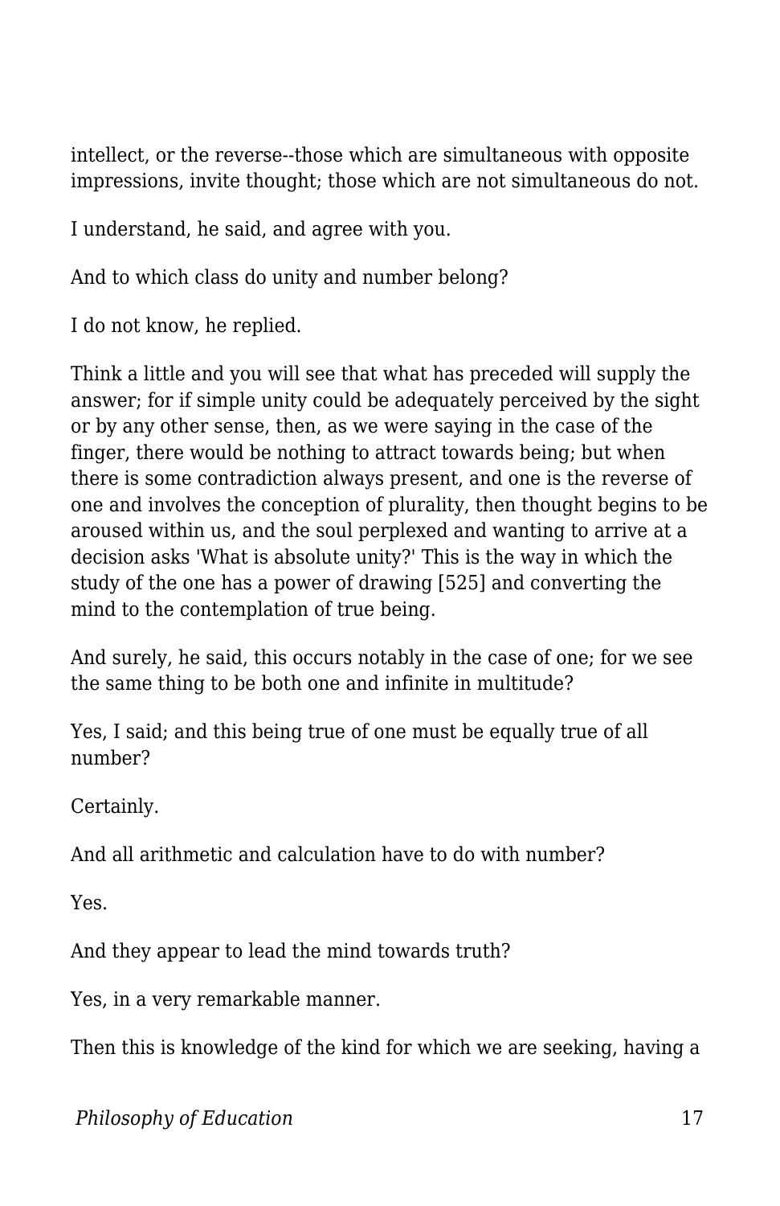intellect, or the reverse--those which are simultaneous with opposite impressions, invite thought; those which are not simultaneous do not.

I understand, he said, and agree with you.

And to which class do unity and number belong?

I do not know, he replied.

Think a little and you will see that what has preceded will supply the answer; for if simple unity could be adequately perceived by the sight or by any other sense, then, as we were saying in the case of the finger, there would be nothing to attract towards being; but when there is some contradiction always present, and one is the reverse of one and involves the conception of plurality, then thought begins to be aroused within us, and the soul perplexed and wanting to arrive at a decision asks 'What is absolute unity?' This is the way in which the study of the one has a power of drawing [525] and converting the mind to the contemplation of true being.

And surely, he said, this occurs notably in the case of one; for we see the same thing to be both one and infinite in multitude?

Yes, I said; and this being true of one must be equally true of all number?

Certainly.

And all arithmetic and calculation have to do with number?

Yes.

And they appear to lead the mind towards truth?

Yes, in a very remarkable manner.

Then this is knowledge of the kind for which we are seeking, having a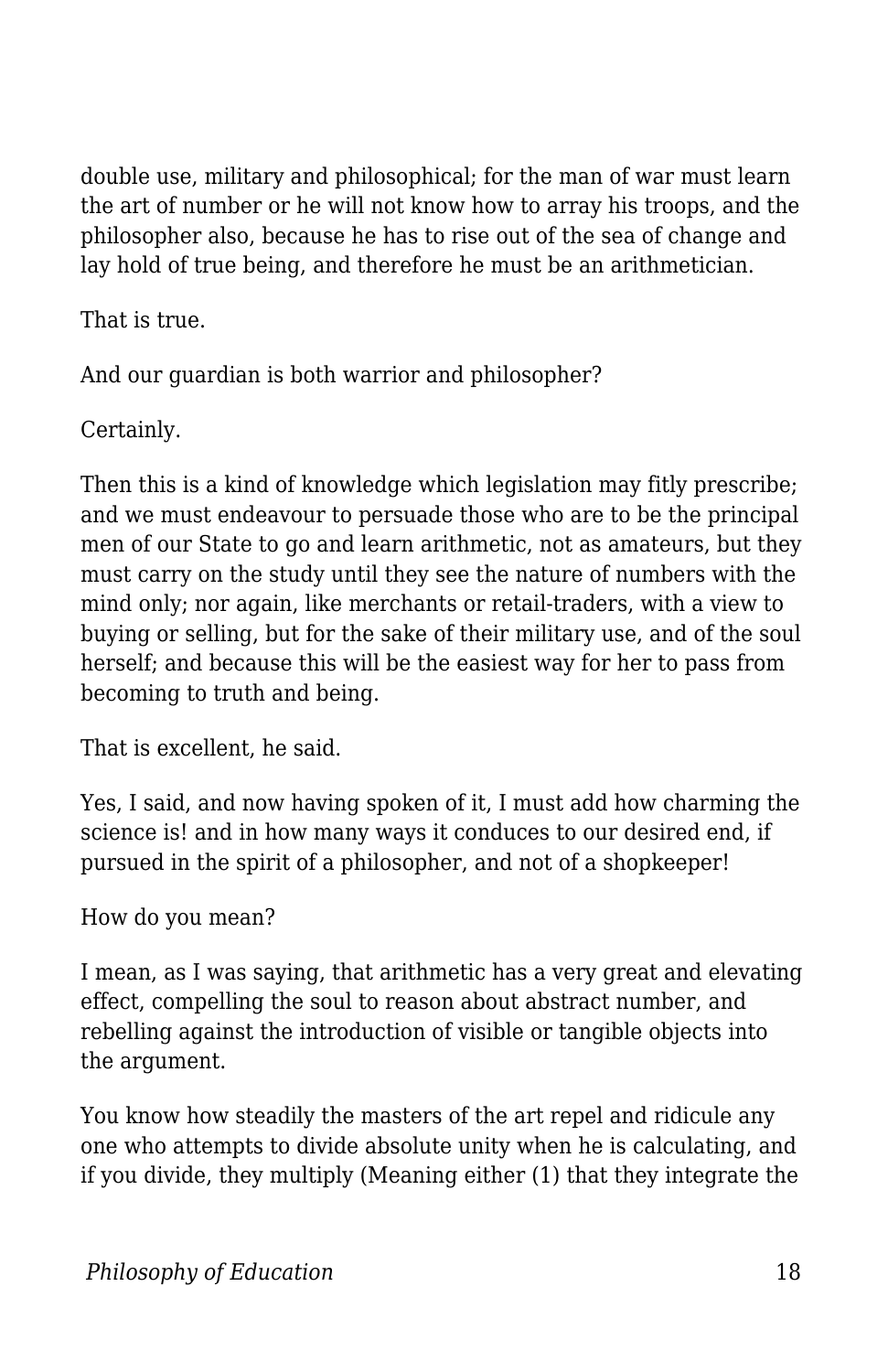double use, military and philosophical; for the man of war must learn the art of number or he will not know how to array his troops, and the philosopher also, because he has to rise out of the sea of change and lay hold of true being, and therefore he must be an arithmetician.

That is true.

And our guardian is both warrior and philosopher?

Certainly.

Then this is a kind of knowledge which legislation may fitly prescribe; and we must endeavour to persuade those who are to be the principal men of our State to go and learn arithmetic, not as amateurs, but they must carry on the study until they see the nature of numbers with the mind only; nor again, like merchants or retail-traders, with a view to buying or selling, but for the sake of their military use, and of the soul herself; and because this will be the easiest way for her to pass from becoming to truth and being.

That is excellent, he said.

Yes, I said, and now having spoken of it, I must add how charming the science is! and in how many ways it conduces to our desired end, if pursued in the spirit of a philosopher, and not of a shopkeeper!

How do you mean?

I mean, as I was saying, that arithmetic has a very great and elevating effect, compelling the soul to reason about abstract number, and rebelling against the introduction of visible or tangible objects into the argument.

You know how steadily the masters of the art repel and ridicule any one who attempts to divide absolute unity when he is calculating, and if you divide, they multiply (Meaning either (1) that they integrate the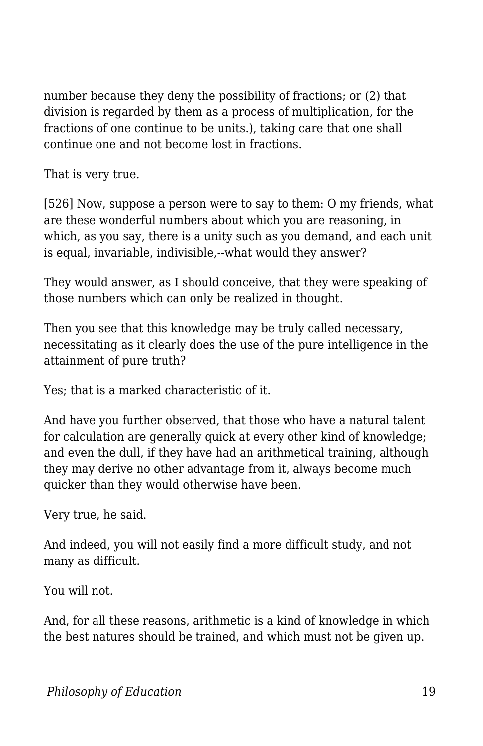number because they deny the possibility of fractions; or (2) that division is regarded by them as a process of multiplication, for the fractions of one continue to be units.), taking care that one shall continue one and not become lost in fractions.

That is very true.

[526] Now, suppose a person were to say to them: O my friends, what are these wonderful numbers about which you are reasoning, in which, as you say, there is a unity such as you demand, and each unit is equal, invariable, indivisible,--what would they answer?

They would answer, as I should conceive, that they were speaking of those numbers which can only be realized in thought.

Then you see that this knowledge may be truly called necessary, necessitating as it clearly does the use of the pure intelligence in the attainment of pure truth?

Yes; that is a marked characteristic of it.

And have you further observed, that those who have a natural talent for calculation are generally quick at every other kind of knowledge; and even the dull, if they have had an arithmetical training, although they may derive no other advantage from it, always become much quicker than they would otherwise have been.

Very true, he said.

And indeed, you will not easily find a more difficult study, and not many as difficult.

You will not.

And, for all these reasons, arithmetic is a kind of knowledge in which the best natures should be trained, and which must not be given up.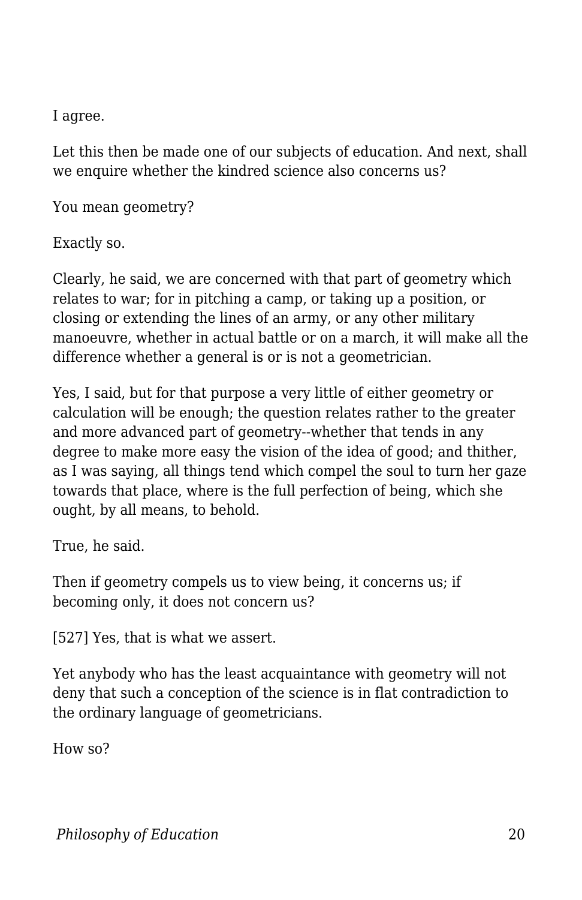I agree.

Let this then be made one of our subjects of education. And next, shall we enquire whether the kindred science also concerns us?

You mean geometry?

Exactly so.

Clearly, he said, we are concerned with that part of geometry which relates to war; for in pitching a camp, or taking up a position, or closing or extending the lines of an army, or any other military manoeuvre, whether in actual battle or on a march, it will make all the difference whether a general is or is not a geometrician.

Yes, I said, but for that purpose a very little of either geometry or calculation will be enough; the question relates rather to the greater and more advanced part of geometry--whether that tends in any degree to make more easy the vision of the idea of good; and thither, as I was saying, all things tend which compel the soul to turn her gaze towards that place, where is the full perfection of being, which she ought, by all means, to behold.

True, he said.

Then if geometry compels us to view being, it concerns us; if becoming only, it does not concern us?

[527] Yes, that is what we assert.

Yet anybody who has the least acquaintance with geometry will not deny that such a conception of the science is in flat contradiction to the ordinary language of geometricians.

How so?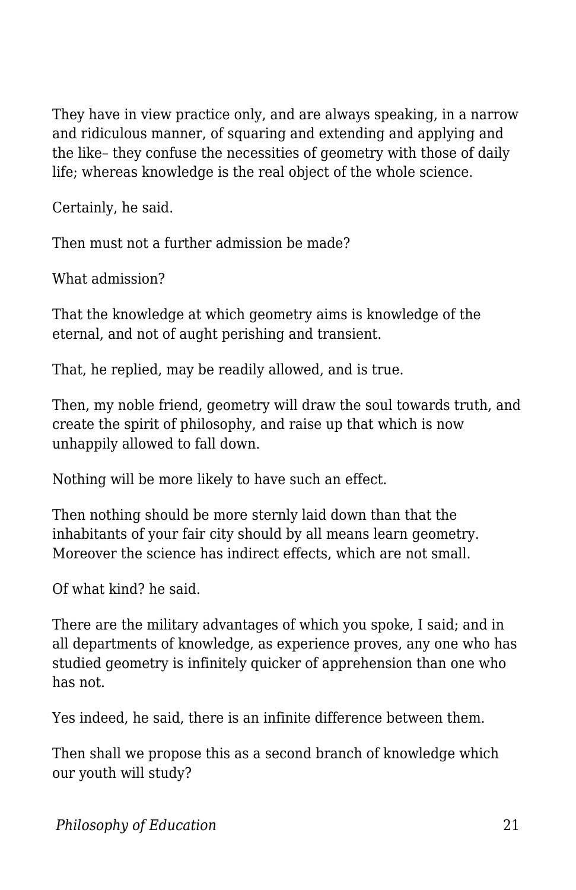They have in view practice only, and are always speaking, in a narrow and ridiculous manner, of squaring and extending and applying and the like– they confuse the necessities of geometry with those of daily life; whereas knowledge is the real object of the whole science.

Certainly, he said.

Then must not a further admission be made?

What admission?

That the knowledge at which geometry aims is knowledge of the eternal, and not of aught perishing and transient.

That, he replied, may be readily allowed, and is true.

Then, my noble friend, geometry will draw the soul towards truth, and create the spirit of philosophy, and raise up that which is now unhappily allowed to fall down.

Nothing will be more likely to have such an effect.

Then nothing should be more sternly laid down than that the inhabitants of your fair city should by all means learn geometry. Moreover the science has indirect effects, which are not small.

Of what kind? he said.

There are the military advantages of which you spoke, I said; and in all departments of knowledge, as experience proves, any one who has studied geometry is infinitely quicker of apprehension than one who has not.

Yes indeed, he said, there is an infinite difference between them.

Then shall we propose this as a second branch of knowledge which our youth will study?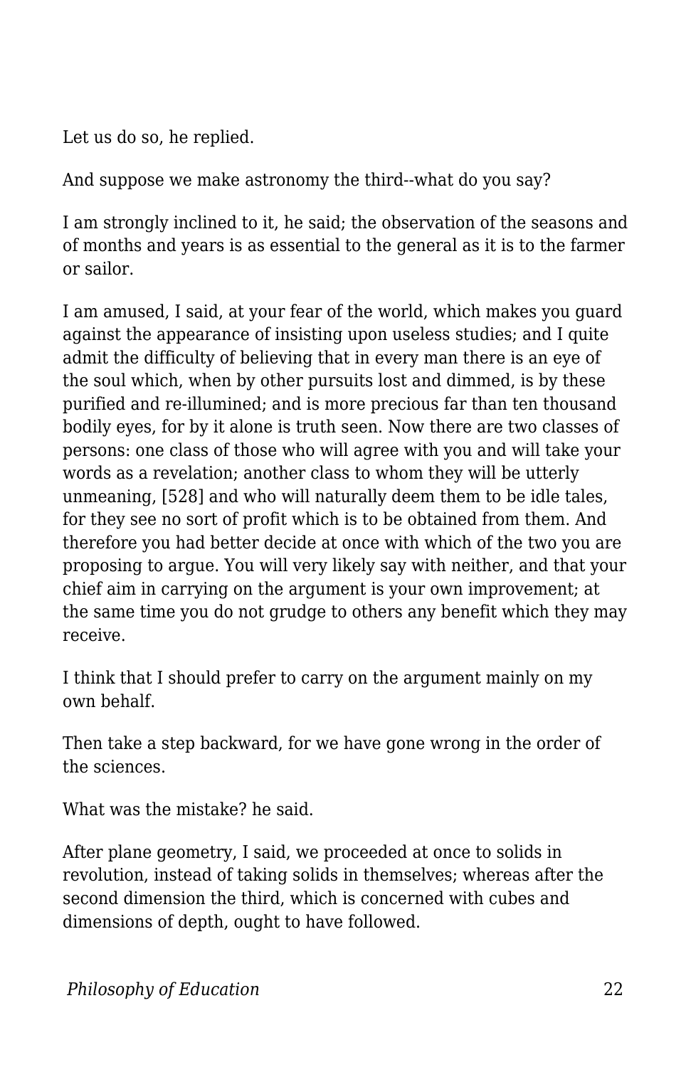Let us do so, he replied.

And suppose we make astronomy the third--what do you say?

I am strongly inclined to it, he said; the observation of the seasons and of months and years is as essential to the general as it is to the farmer or sailor.

I am amused, I said, at your fear of the world, which makes you guard against the appearance of insisting upon useless studies; and I quite admit the difficulty of believing that in every man there is an eye of the soul which, when by other pursuits lost and dimmed, is by these purified and re-illumined; and is more precious far than ten thousand bodily eyes, for by it alone is truth seen. Now there are two classes of persons: one class of those who will agree with you and will take your words as a revelation; another class to whom they will be utterly unmeaning, [528] and who will naturally deem them to be idle tales, for they see no sort of profit which is to be obtained from them. And therefore you had better decide at once with which of the two you are proposing to argue. You will very likely say with neither, and that your chief aim in carrying on the argument is your own improvement; at the same time you do not grudge to others any benefit which they may receive.

I think that I should prefer to carry on the argument mainly on my own behalf.

Then take a step backward, for we have gone wrong in the order of the sciences.

What was the mistake? he said.

After plane geometry, I said, we proceeded at once to solids in revolution, instead of taking solids in themselves; whereas after the second dimension the third, which is concerned with cubes and dimensions of depth, ought to have followed.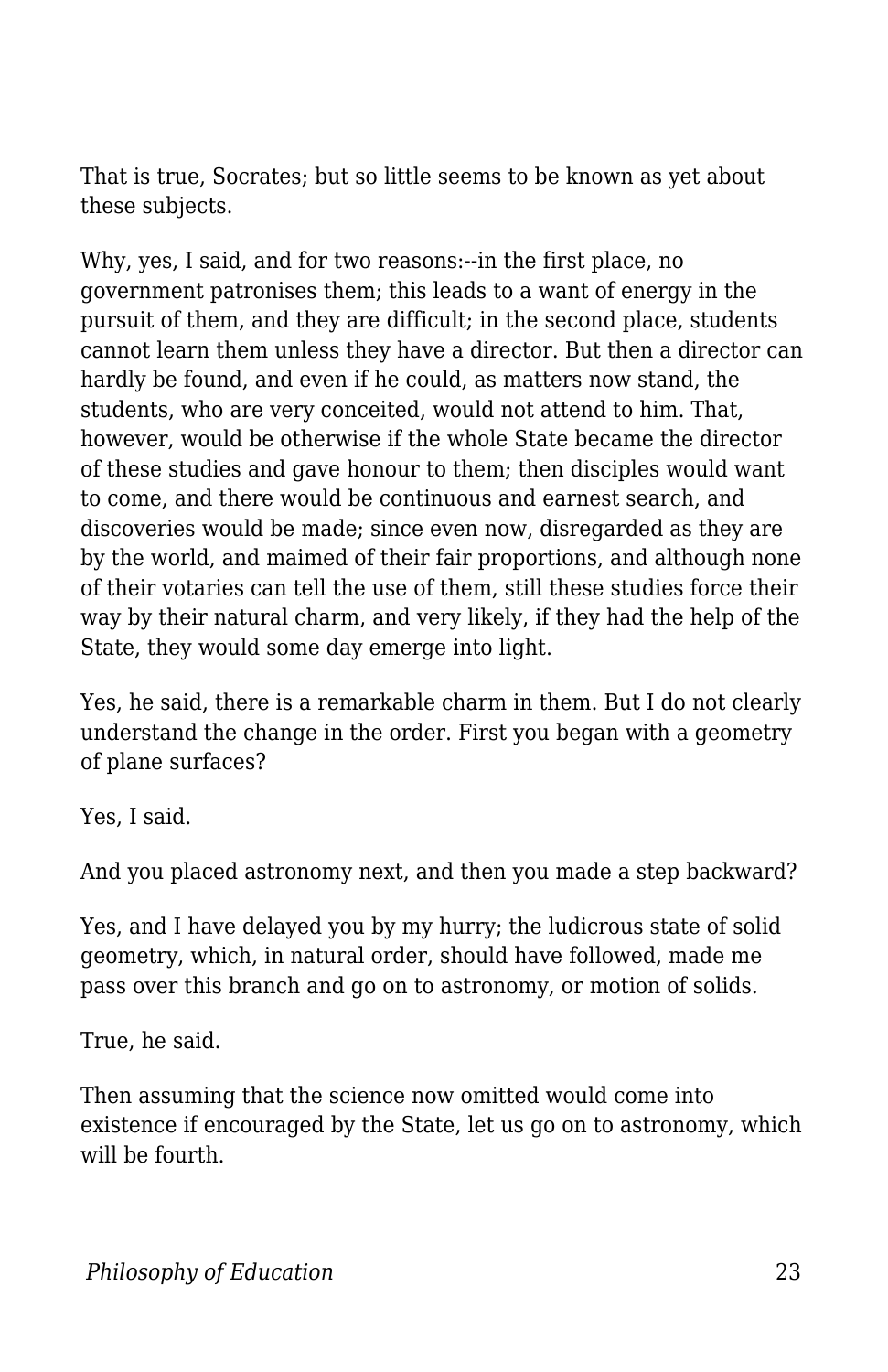That is true, Socrates; but so little seems to be known as yet about these subjects.

Why, yes, I said, and for two reasons:--in the first place, no government patronises them; this leads to a want of energy in the pursuit of them, and they are difficult; in the second place, students cannot learn them unless they have a director. But then a director can hardly be found, and even if he could, as matters now stand, the students, who are very conceited, would not attend to him. That, however, would be otherwise if the whole State became the director of these studies and gave honour to them; then disciples would want to come, and there would be continuous and earnest search, and discoveries would be made; since even now, disregarded as they are by the world, and maimed of their fair proportions, and although none of their votaries can tell the use of them, still these studies force their way by their natural charm, and very likely, if they had the help of the State, they would some day emerge into light.

Yes, he said, there is a remarkable charm in them. But I do not clearly understand the change in the order. First you began with a geometry of plane surfaces?

Yes, I said.

And you placed astronomy next, and then you made a step backward?

Yes, and I have delayed you by my hurry; the ludicrous state of solid geometry, which, in natural order, should have followed, made me pass over this branch and go on to astronomy, or motion of solids.

True, he said.

Then assuming that the science now omitted would come into existence if encouraged by the State, let us go on to astronomy, which will be fourth.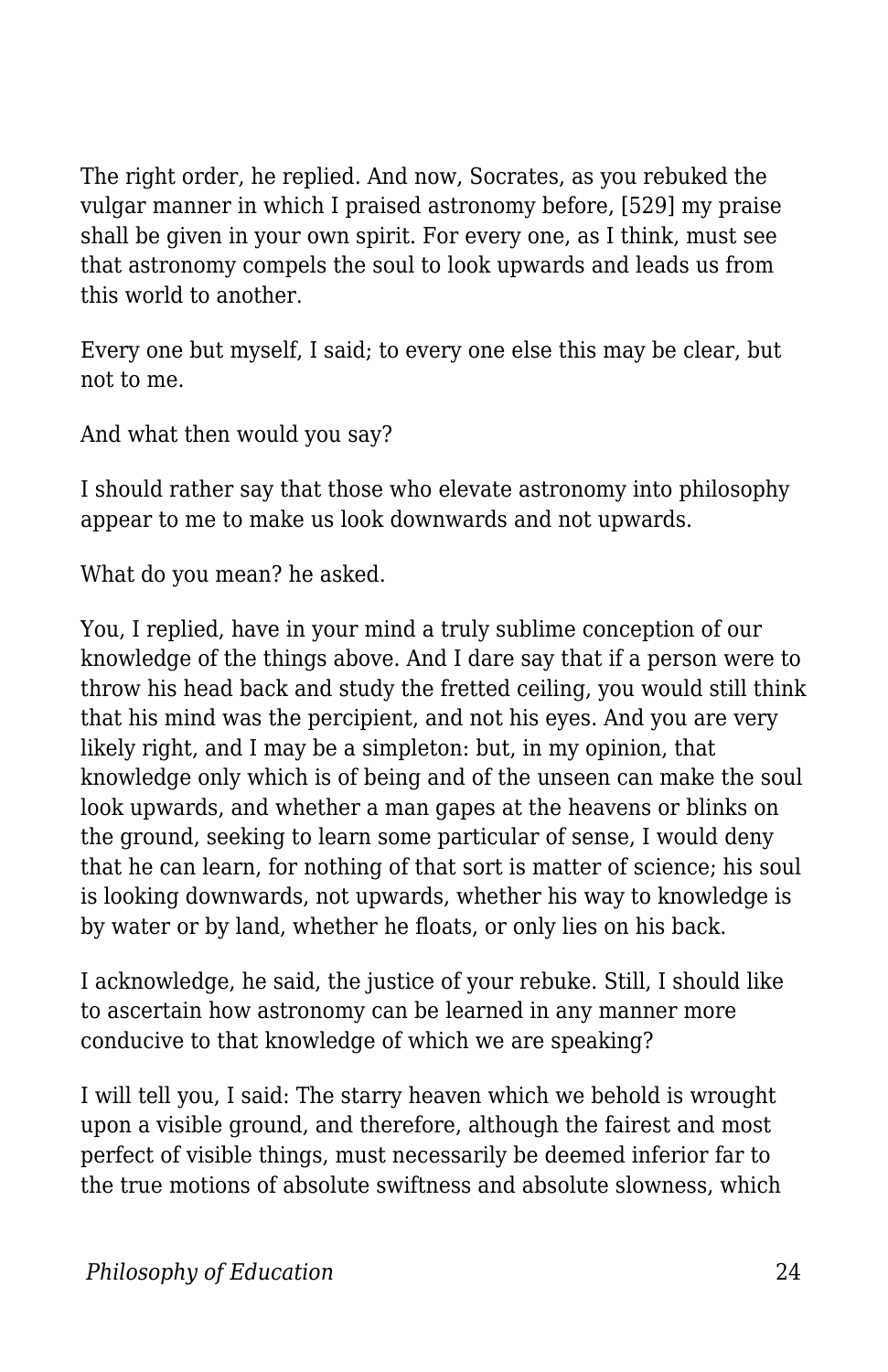The right order, he replied. And now, Socrates, as you rebuked the vulgar manner in which I praised astronomy before, [529] my praise shall be given in your own spirit. For every one, as I think, must see that astronomy compels the soul to look upwards and leads us from this world to another.

Every one but myself, I said; to every one else this may be clear, but not to me.

And what then would you say?

I should rather say that those who elevate astronomy into philosophy appear to me to make us look downwards and not upwards.

What do you mean? he asked.

You, I replied, have in your mind a truly sublime conception of our knowledge of the things above. And I dare say that if a person were to throw his head back and study the fretted ceiling, you would still think that his mind was the percipient, and not his eyes. And you are very likely right, and I may be a simpleton: but, in my opinion, that knowledge only which is of being and of the unseen can make the soul look upwards, and whether a man gapes at the heavens or blinks on the ground, seeking to learn some particular of sense, I would deny that he can learn, for nothing of that sort is matter of science; his soul is looking downwards, not upwards, whether his way to knowledge is by water or by land, whether he floats, or only lies on his back.

I acknowledge, he said, the justice of your rebuke. Still, I should like to ascertain how astronomy can be learned in any manner more conducive to that knowledge of which we are speaking?

I will tell you, I said: The starry heaven which we behold is wrought upon a visible ground, and therefore, although the fairest and most perfect of visible things, must necessarily be deemed inferior far to the true motions of absolute swiftness and absolute slowness, which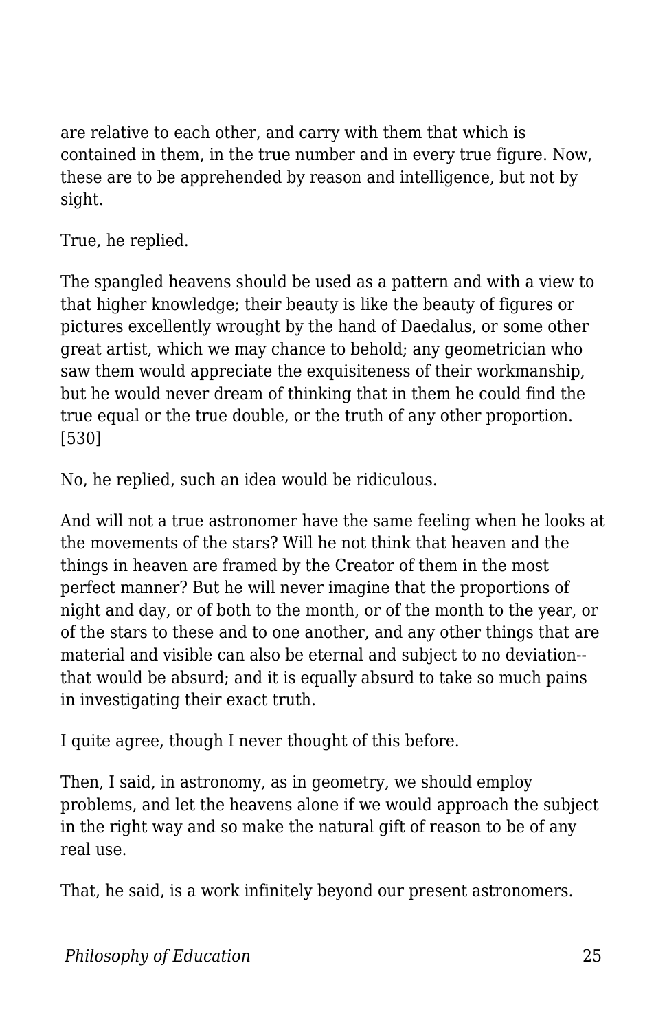are relative to each other, and carry with them that which is contained in them, in the true number and in every true figure. Now, these are to be apprehended by reason and intelligence, but not by sight.

True, he replied.

The spangled heavens should be used as a pattern and with a view to that higher knowledge; their beauty is like the beauty of figures or pictures excellently wrought by the hand of Daedalus, or some other great artist, which we may chance to behold; any geometrician who saw them would appreciate the exquisiteness of their workmanship, but he would never dream of thinking that in them he could find the true equal or the true double, or the truth of any other proportion. [530]

No, he replied, such an idea would be ridiculous.

And will not a true astronomer have the same feeling when he looks at the movements of the stars? Will he not think that heaven and the things in heaven are framed by the Creator of them in the most perfect manner? But he will never imagine that the proportions of night and day, or of both to the month, or of the month to the year, or of the stars to these and to one another, and any other things that are material and visible can also be eternal and subject to no deviation--that would be absurd; and it is equally absurd to take so much pains in investigating their exact truth.

I quite agree, though I never thought of this before.

Then, I said, in astronomy, as in geometry, we should employ problems, and let the heavens alone if we would approach the subject in the right way and so make the natural gift of reason to be of any real use.

That, he said, is a work infinitely beyond our present astronomers.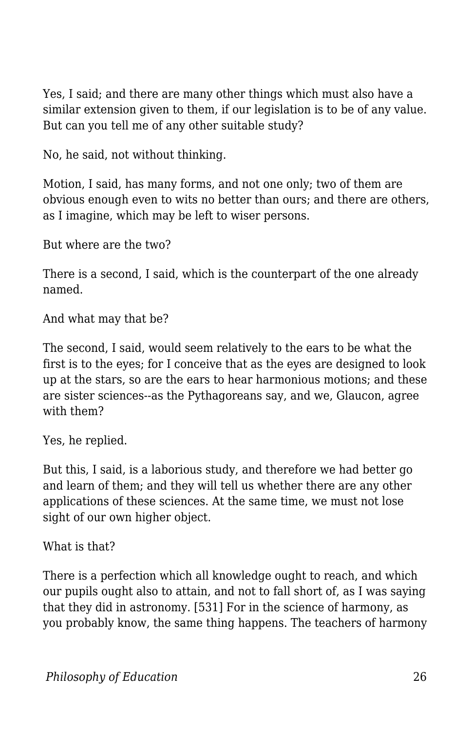Yes, I said; and there are many other things which must also have a similar extension given to them, if our legislation is to be of any value. But can you tell me of any other suitable study?

No, he said, not without thinking.

Motion, I said, has many forms, and not one only; two of them are obvious enough even to wits no better than ours; and there are others, as I imagine, which may be left to wiser persons.

But where are the two?

There is a second, I said, which is the counterpart of the one already named.

And what may that be?

The second, I said, would seem relatively to the ears to be what the first is to the eyes; for I conceive that as the eyes are designed to look up at the stars, so are the ears to hear harmonious motions; and these are sister sciences--as the Pythagoreans say, and we, Glaucon, agree with them?

Yes, he replied.

But this, I said, is a laborious study, and therefore we had better go and learn of them; and they will tell us whether there are any other applications of these sciences. At the same time, we must not lose sight of our own higher object.

What is that?

There is a perfection which all knowledge ought to reach, and which our pupils ought also to attain, and not to fall short of, as I was saying that they did in astronomy. [531] For in the science of harmony, as you probably know, the same thing happens. The teachers of harmony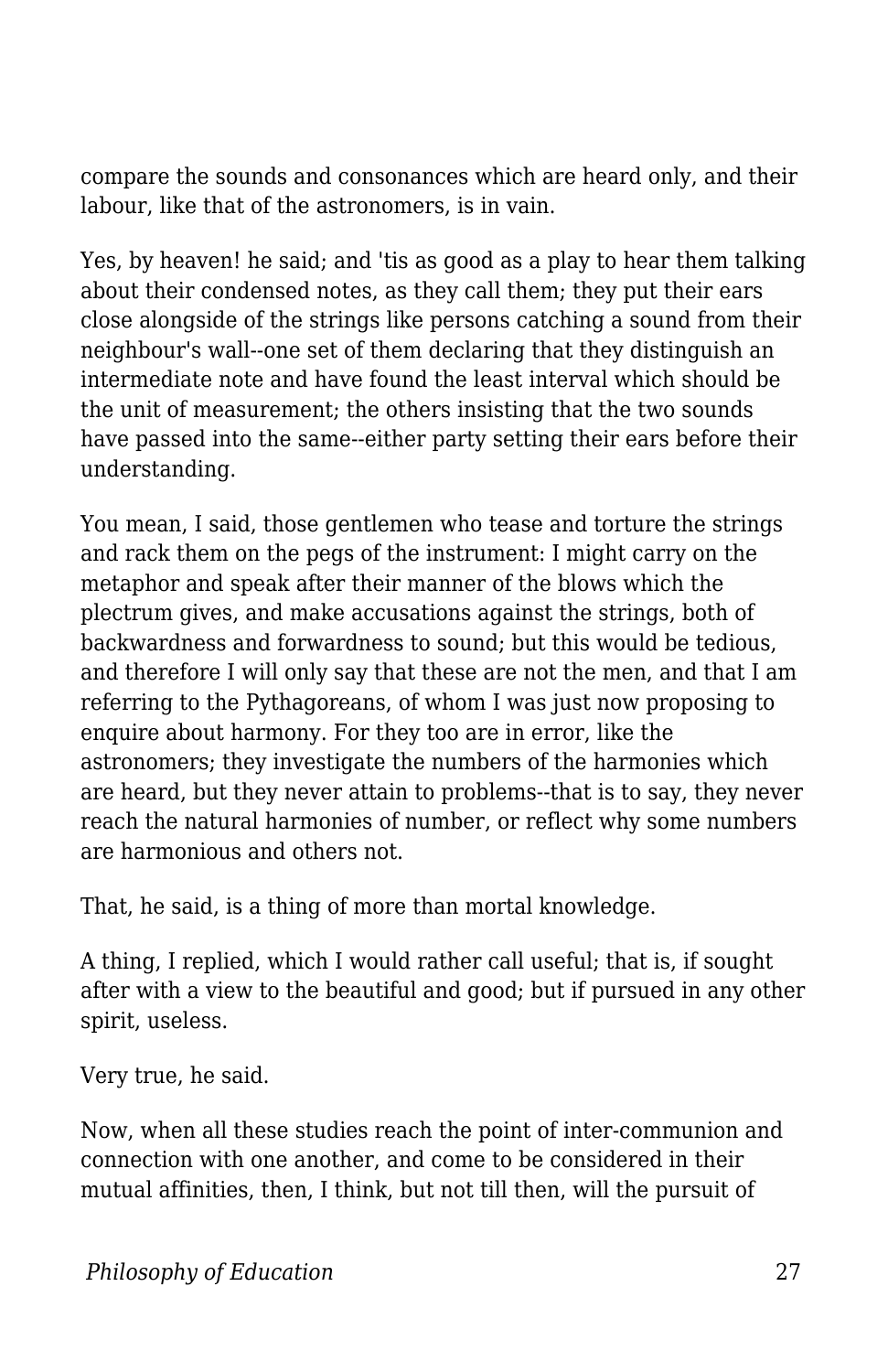compare the sounds and consonances which are heard only, and their labour, like that of the astronomers, is in vain.

Yes, by heaven! he said; and 'tis as good as a play to hear them talking about their condensed notes, as they call them; they put their ears close alongside of the strings like persons catching a sound from their neighbour's wall--one set of them declaring that they distinguish an intermediate note and have found the least interval which should be the unit of measurement; the others insisting that the two sounds have passed into the same--either party setting their ears before their understanding.

You mean, I said, those gentlemen who tease and torture the strings and rack them on the pegs of the instrument: I might carry on the metaphor and speak after their manner of the blows which the plectrum gives, and make accusations against the strings, both of backwardness and forwardness to sound; but this would be tedious, and therefore I will only say that these are not the men, and that I am referring to the Pythagoreans, of whom I was just now proposing to enquire about harmony. For they too are in error, like the astronomers; they investigate the numbers of the harmonies which are heard, but they never attain to problems--that is to say, they never reach the natural harmonies of number, or reflect why some numbers are harmonious and others not.

That, he said, is a thing of more than mortal knowledge.

A thing, I replied, which I would rather call useful; that is, if sought after with a view to the beautiful and good; but if pursued in any other spirit, useless.

Very true, he said.

Now, when all these studies reach the point of inter-communion and connection with one another, and come to be considered in their mutual affinities, then, I think, but not till then, will the pursuit of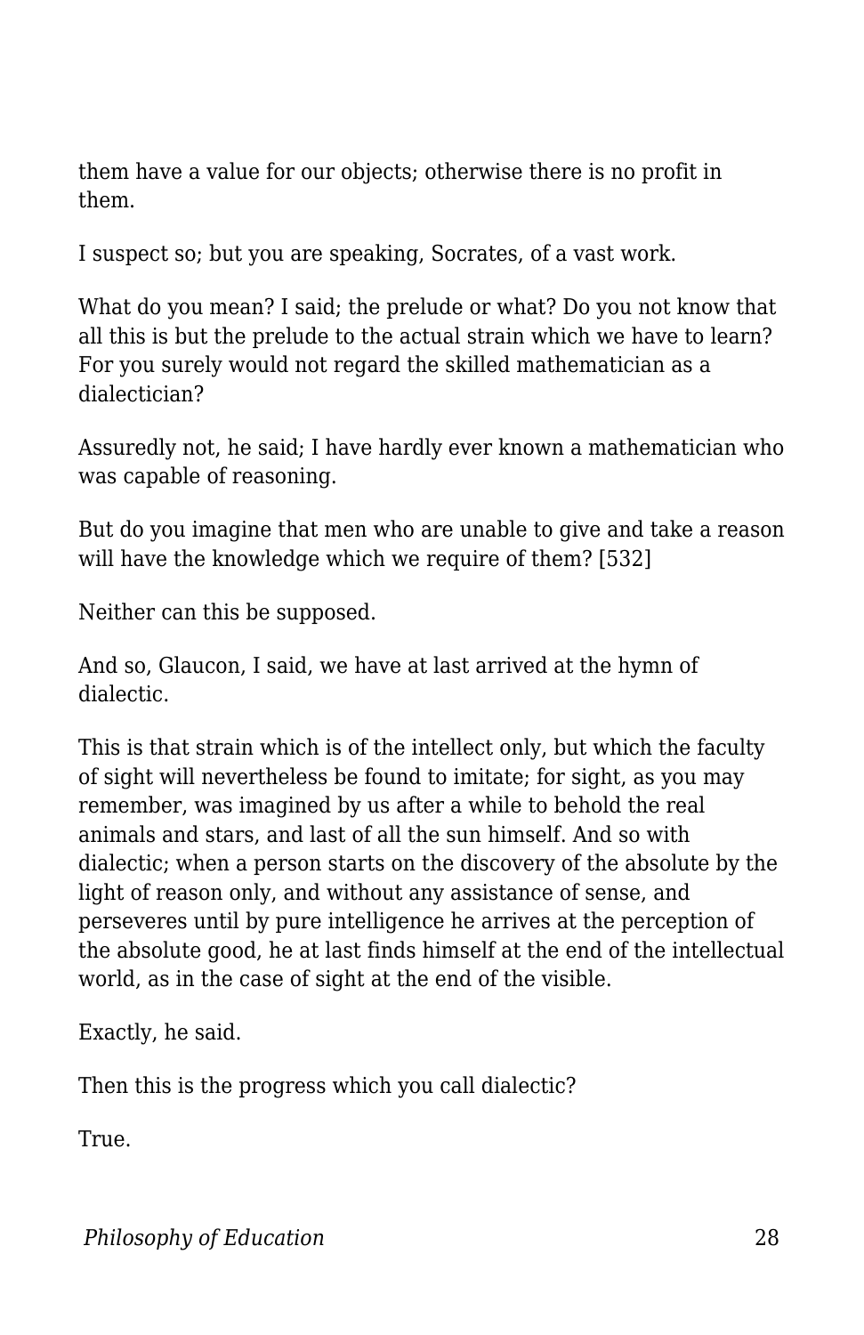them have a value for our objects; otherwise there is no profit in them.

I suspect so; but you are speaking, Socrates, of a vast work.

What do you mean? I said; the prelude or what? Do you not know that all this is but the prelude to the actual strain which we have to learn? For you surely would not regard the skilled mathematician as a dialectician?

Assuredly not, he said; I have hardly ever known a mathematician who was capable of reasoning.

But do you imagine that men who are unable to give and take a reason will have the knowledge which we require of them? [532]

Neither can this be supposed.

And so, Glaucon, I said, we have at last arrived at the hymn of dialectic.

This is that strain which is of the intellect only, but which the faculty of sight will nevertheless be found to imitate; for sight, as you may remember, was imagined by us after a while to behold the real animals and stars, and last of all the sun himself. And so with dialectic; when a person starts on the discovery of the absolute by the light of reason only, and without any assistance of sense, and perseveres until by pure intelligence he arrives at the perception of the absolute good, he at last finds himself at the end of the intellectual world, as in the case of sight at the end of the visible.

Exactly, he said.

Then this is the progress which you call dialectic?

True.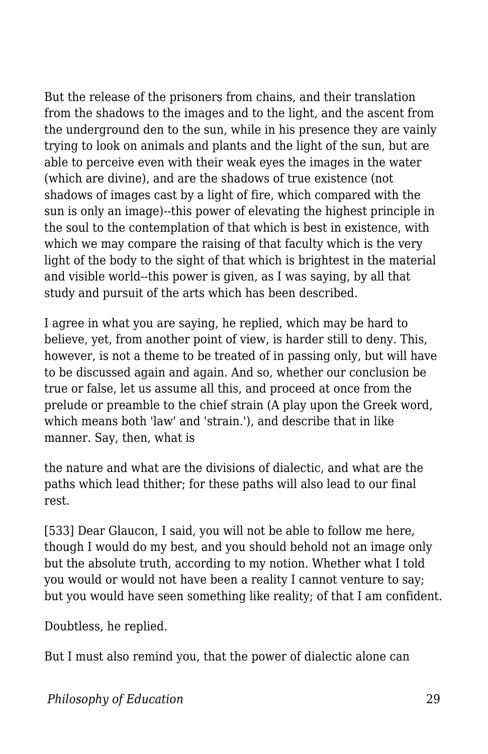But the release of the prisoners from chains, and their translation from the shadows to the images and to the light, and the ascent from the underground den to the sun, while in his presence they are vainly trying to look on animals and plants and the light of the sun, but are able to perceive even with their weak eyes the images in the water (which are divine), and are the shadows of true existence (not shadows of images cast by a light of fire, which compared with the sun is only an image)--this power of elevating the highest principle in the soul to the contemplation of that which is best in existence, with which we may compare the raising of that faculty which is the very light of the body to the sight of that which is brightest in the material and visible world--this power is given, as I was saying, by all that study and pursuit of the arts which has been described.

I agree in what you are saying, he replied, which may be hard to believe, yet, from another point of view, is harder still to deny. This, however, is not a theme to be treated of in passing only, but will have to be discussed again and again. And so, whether our conclusion be true or false, let us assume all this, and proceed at once from the prelude or preamble to the chief strain (A play upon the Greek word, which means both 'law' and 'strain.'), and describe that in like manner. Say, then, what is

the nature and what are the divisions of dialectic, and what are the paths which lead thither; for these paths will also lead to our final rest.

[533] Dear Glaucon, I said, you will not be able to follow me here, though I would do my best, and you should behold not an image only but the absolute truth, according to my notion. Whether what I told you would or would not have been a reality I cannot venture to say; but you would have seen something like reality; of that I am confident.

Doubtless, he replied.

But I must also remind you, that the power of dialectic alone can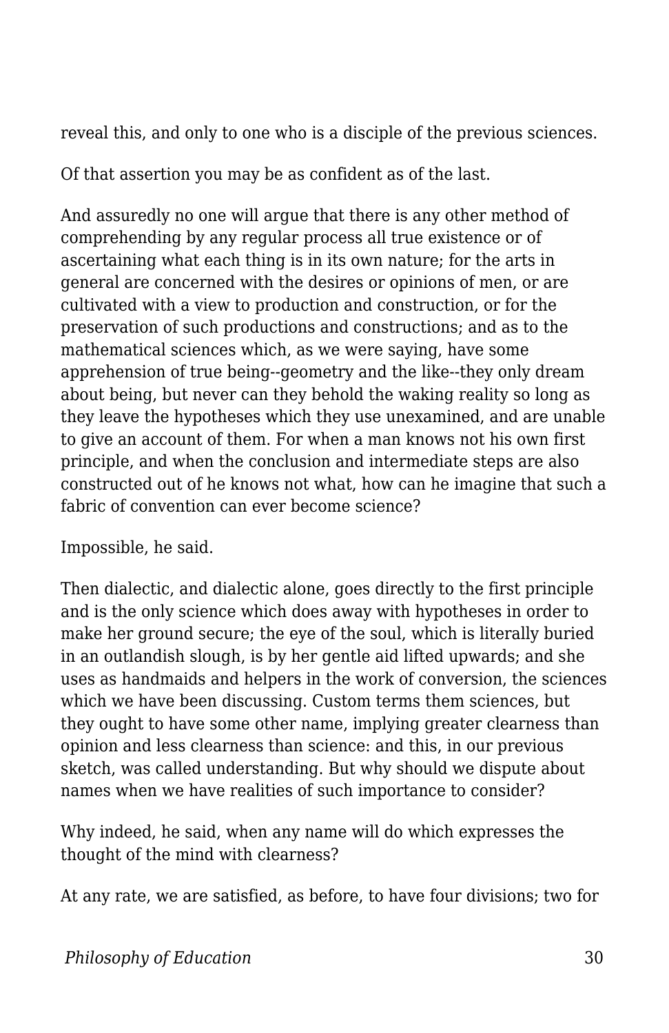reveal this, and only to one who is a disciple of the previous sciences.

Of that assertion you may be as confident as of the last.

And assuredly no one will argue that there is any other method of comprehending by any regular process all true existence or of ascertaining what each thing is in its own nature; for the arts in general are concerned with the desires or opinions of men, or are cultivated with a view to production and construction, or for the preservation of such productions and constructions; and as to the mathematical sciences which, as we were saying, have some apprehension of true being--geometry and the like--they only dream about being, but never can they behold the waking reality so long as they leave the hypotheses which they use unexamined, and are unable to give an account of them. For when a man knows not his own first principle, and when the conclusion and intermediate steps are also constructed out of he knows not what, how can he imagine that such a fabric of convention can ever become science?

Impossible, he said.

Then dialectic, and dialectic alone, goes directly to the first principle and is the only science which does away with hypotheses in order to make her ground secure; the eye of the soul, which is literally buried in an outlandish slough, is by her gentle aid lifted upwards; and she uses as handmaids and helpers in the work of conversion, the sciences which we have been discussing. Custom terms them sciences, but they ought to have some other name, implying greater clearness than opinion and less clearness than science: and this, in our previous sketch, was called understanding. But why should we dispute about names when we have realities of such importance to consider?

Why indeed, he said, when any name will do which expresses the thought of the mind with clearness?

At any rate, we are satisfied, as before, to have four divisions; two for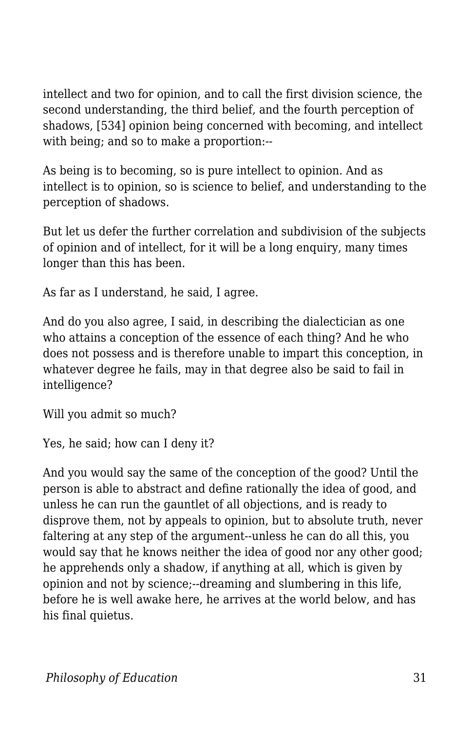intellect and two for opinion, and to call the first division science, the second understanding, the third belief, and the fourth perception of shadows, [534] opinion being concerned with becoming, and intellect with being; and so to make a proportion:--

As being is to becoming, so is pure intellect to opinion. And as intellect is to opinion, so is science to belief, and understanding to the perception of shadows.

But let us defer the further correlation and subdivision of the subjects of opinion and of intellect, for it will be a long enquiry, many times longer than this has been.

As far as I understand, he said, I agree.

And do you also agree, I said, in describing the dialectician as one who attains a conception of the essence of each thing? And he who does not possess and is therefore unable to impart this conception, in whatever degree he fails, may in that degree also be said to fail in intelligence?

Will you admit so much?

Yes, he said; how can I deny it?

And you would say the same of the conception of the good? Until the person is able to abstract and define rationally the idea of good, and unless he can run the gauntlet of all objections, and is ready to disprove them, not by appeals to opinion, but to absolute truth, never faltering at any step of the argument--unless he can do all this, you would say that he knows neither the idea of good nor any other good; he apprehends only a shadow, if anything at all, which is given by opinion and not by science;--dreaming and slumbering in this life, before he is well awake here, he arrives at the world below, and has his final quietus.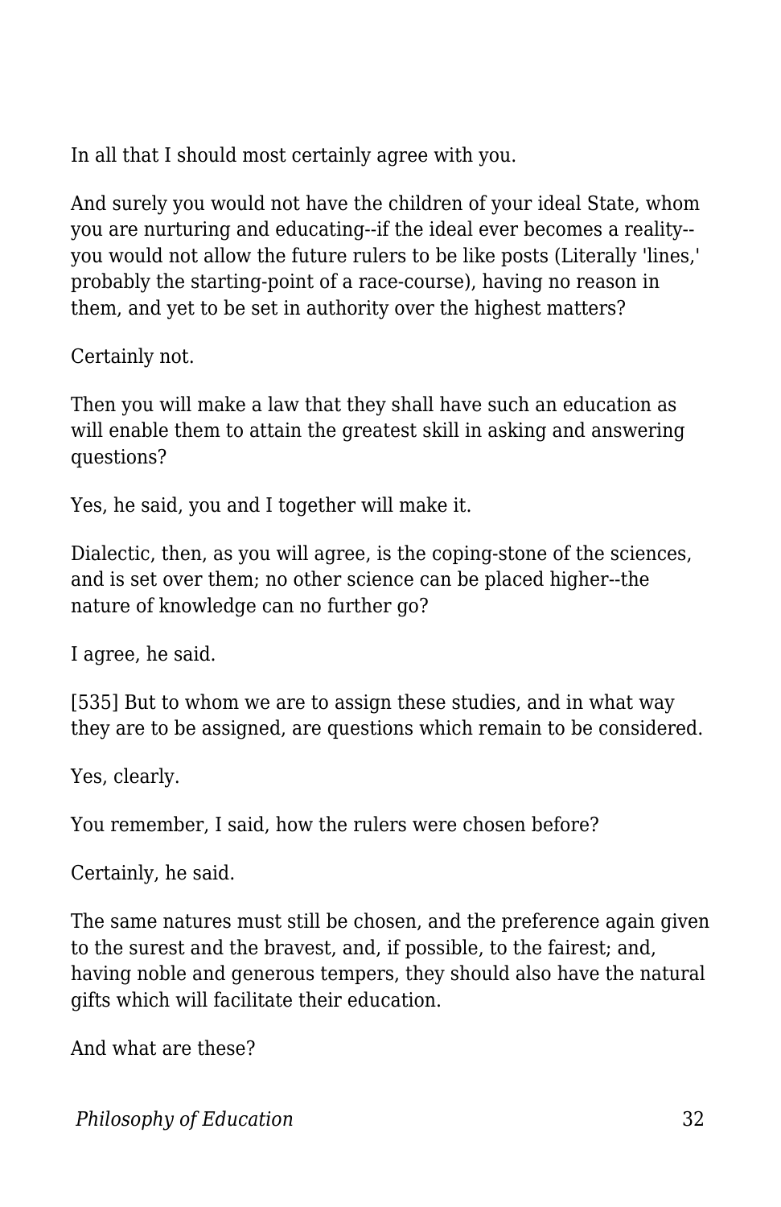In all that I should most certainly agree with you.

And surely you would not have the children of your ideal State, whom you are nurturing and educating--if the ideal ever becomes a reality--you would not allow the future rulers to be like posts (Literally 'lines,' probably the starting-point of a race-course), having no reason in them, and yet to be set in authority over the highest matters?

Certainly not.

Then you will make a law that they shall have such an education as will enable them to attain the greatest skill in asking and answering questions?

Yes, he said, you and I together will make it.

Dialectic, then, as you will agree, is the coping-stone of the sciences, and is set over them; no other science can be placed higher--the nature of knowledge can no further go?

I agree, he said.

[535] But to whom we are to assign these studies, and in what way they are to be assigned, are questions which remain to be considered.

Yes, clearly.

You remember, I said, how the rulers were chosen before?

Certainly, he said.

The same natures must still be chosen, and the preference again given to the surest and the bravest, and, if possible, to the fairest; and, having noble and generous tempers, they should also have the natural gifts which will facilitate their education.

And what are these?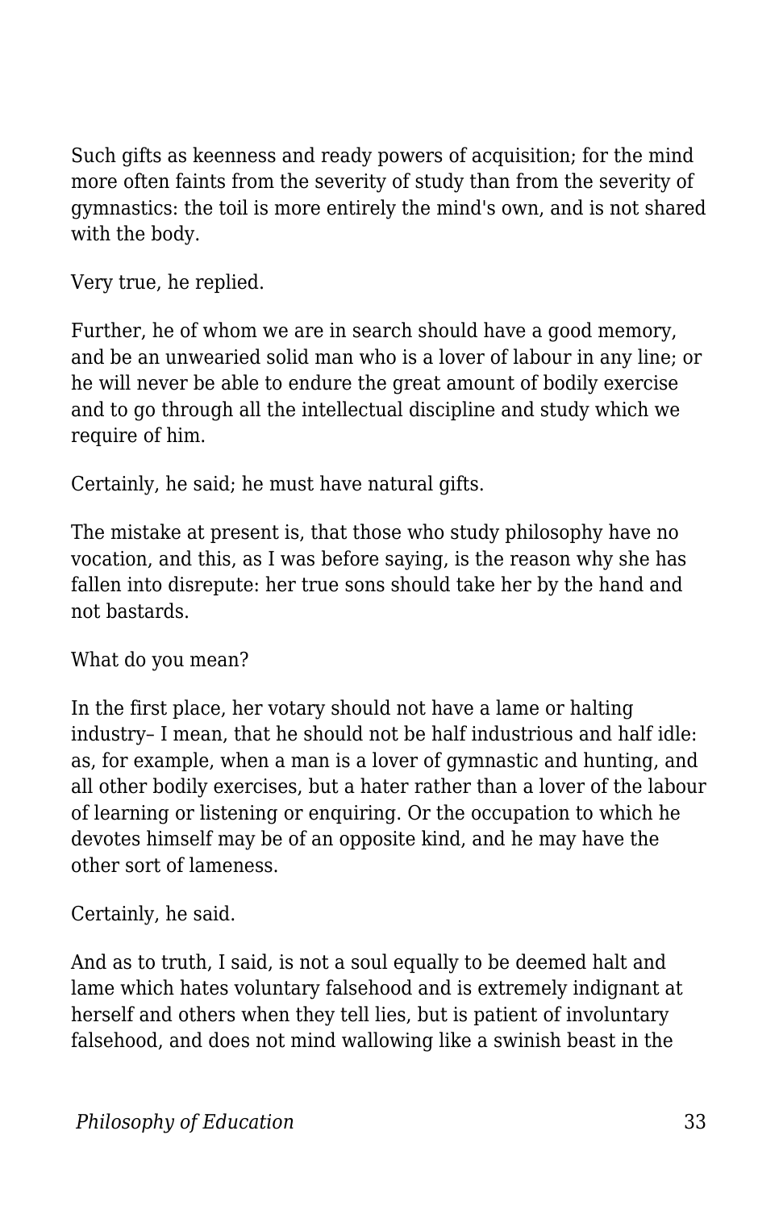Such gifts as keenness and ready powers of acquisition; for the mind more often faints from the severity of study than from the severity of gymnastics: the toil is more entirely the mind's own, and is not shared with the body.

Very true, he replied.

Further, he of whom we are in search should have a good memory, and be an unwearied solid man who is a lover of labour in any line; or he will never be able to endure the great amount of bodily exercise and to go through all the intellectual discipline and study which we require of him.

Certainly, he said; he must have natural gifts.

The mistake at present is, that those who study philosophy have no vocation, and this, as I was before saying, is the reason why she has fallen into disrepute: her true sons should take her by the hand and not bastards.

What do you mean?

In the first place, her votary should not have a lame or halting industry– I mean, that he should not be half industrious and half idle: as, for example, when a man is a lover of gymnastic and hunting, and all other bodily exercises, but a hater rather than a lover of the labour of learning or listening or enquiring. Or the occupation to which he devotes himself may be of an opposite kind, and he may have the other sort of lameness.

Certainly, he said.

And as to truth, I said, is not a soul equally to be deemed halt and lame which hates voluntary falsehood and is extremely indignant at herself and others when they tell lies, but is patient of involuntary falsehood, and does not mind wallowing like a swinish beast in the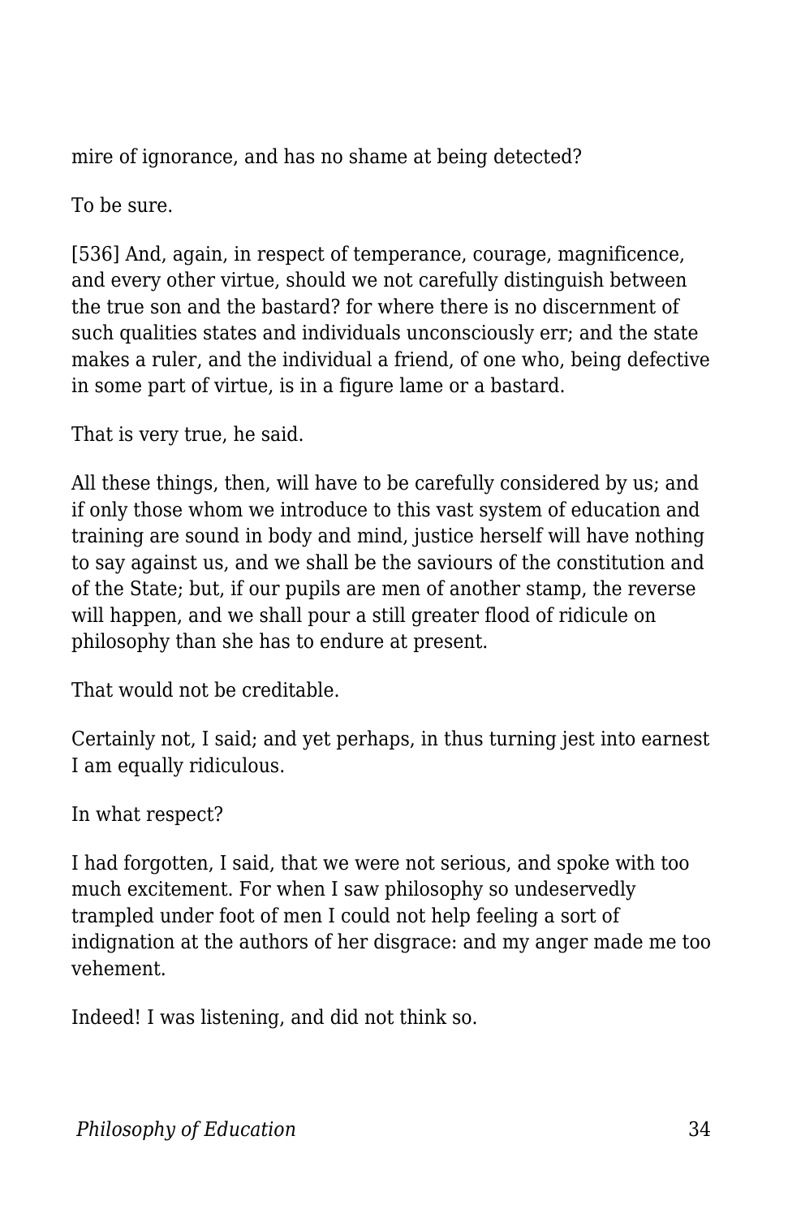mire of ignorance, and has no shame at being detected?

To be sure.

[536] And, again, in respect of temperance, courage, magnificence, and every other virtue, should we not carefully distinguish between the true son and the bastard? for where there is no discernment of such qualities states and individuals unconsciously err; and the state makes a ruler, and the individual a friend, of one who, being defective in some part of virtue, is in a figure lame or a bastard.

That is very true, he said.

All these things, then, will have to be carefully considered by us; and if only those whom we introduce to this vast system of education and training are sound in body and mind, justice herself will have nothing to say against us, and we shall be the saviours of the constitution and of the State; but, if our pupils are men of another stamp, the reverse will happen, and we shall pour a still greater flood of ridicule on philosophy than she has to endure at present.

That would not be creditable.

Certainly not, I said; and yet perhaps, in thus turning jest into earnest I am equally ridiculous.

In what respect?

I had forgotten, I said, that we were not serious, and spoke with too much excitement. For when I saw philosophy so undeservedly trampled under foot of men I could not help feeling a sort of indignation at the authors of her disgrace: and my anger made me too vehement.

Indeed! I was listening, and did not think so.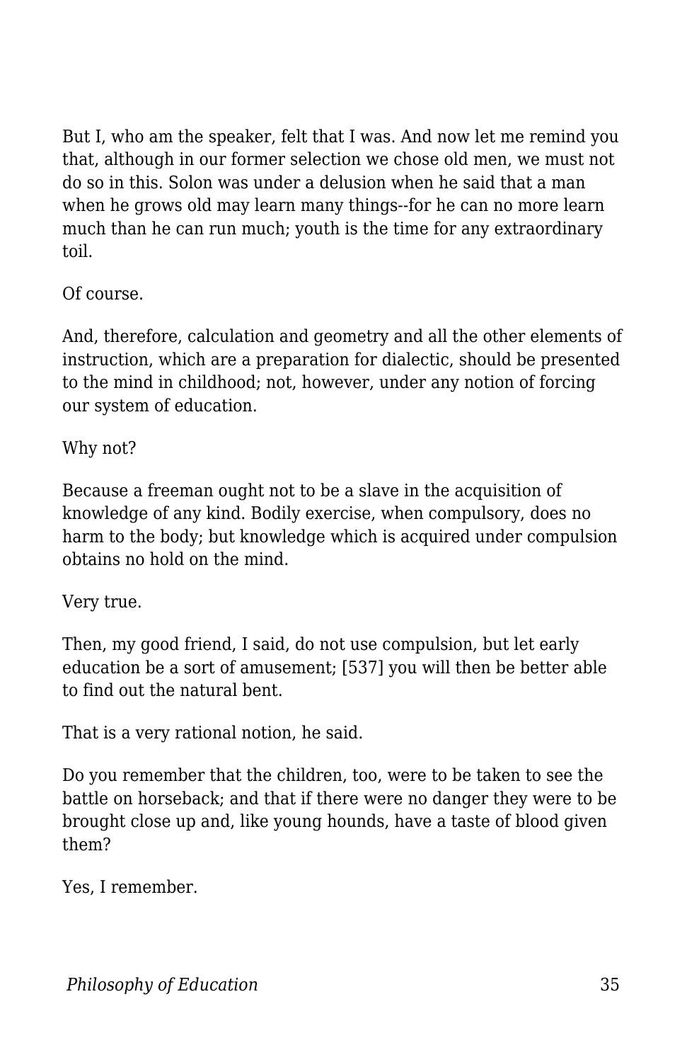But I, who am the speaker, felt that I was. And now let me remind you that, although in our former selection we chose old men, we must not do so in this. Solon was under a delusion when he said that a man when he grows old may learn many things--for he can no more learn much than he can run much; youth is the time for any extraordinary toil.

Of course.

And, therefore, calculation and geometry and all the other elements of instruction, which are a preparation for dialectic, should be presented to the mind in childhood; not, however, under any notion of forcing our system of education.

Why not?

Because a freeman ought not to be a slave in the acquisition of knowledge of any kind. Bodily exercise, when compulsory, does no harm to the body; but knowledge which is acquired under compulsion obtains no hold on the mind.

Very true.

Then, my good friend, I said, do not use compulsion, but let early education be a sort of amusement; [537] you will then be better able to find out the natural bent.

That is a very rational notion, he said.

Do you remember that the children, too, were to be taken to see the battle on horseback; and that if there were no danger they were to be brought close up and, like young hounds, have a taste of blood given them?

Yes, I remember.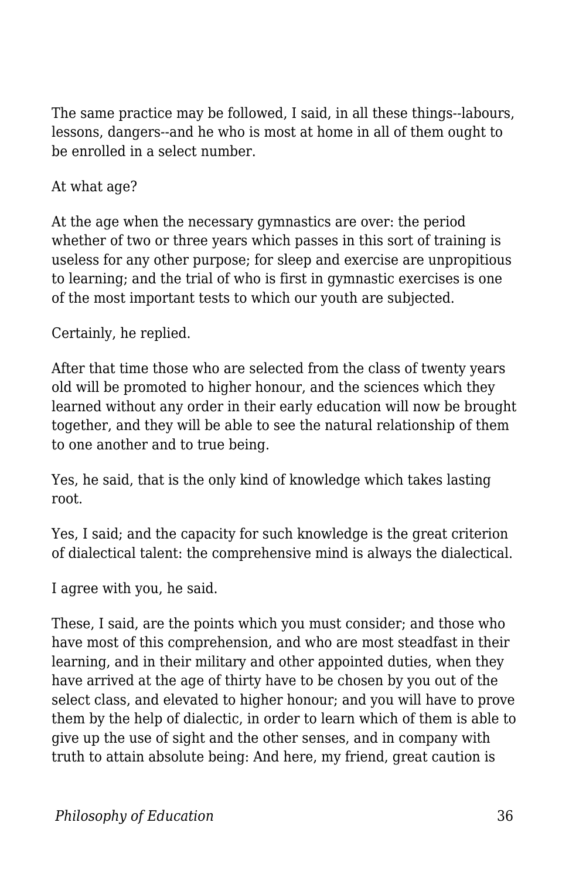The same practice may be followed, I said, in all these things--labours, lessons, dangers--and he who is most at home in all of them ought to be enrolled in a select number.

At what age?

At the age when the necessary gymnastics are over: the period whether of two or three years which passes in this sort of training is useless for any other purpose; for sleep and exercise are unpropitious to learning; and the trial of who is first in gymnastic exercises is one of the most important tests to which our youth are subjected.

Certainly, he replied.

After that time those who are selected from the class of twenty years old will be promoted to higher honour, and the sciences which they learned without any order in their early education will now be brought together, and they will be able to see the natural relationship of them to one another and to true being.

Yes, he said, that is the only kind of knowledge which takes lasting root.

Yes, I said; and the capacity for such knowledge is the great criterion of dialectical talent: the comprehensive mind is always the dialectical.

I agree with you, he said.

These, I said, are the points which you must consider; and those who have most of this comprehension, and who are most steadfast in their learning, and in their military and other appointed duties, when they have arrived at the age of thirty have to be chosen by you out of the select class, and elevated to higher honour; and you will have to prove them by the help of dialectic, in order to learn which of them is able to give up the use of sight and the other senses, and in company with truth to attain absolute being: And here, my friend, great caution is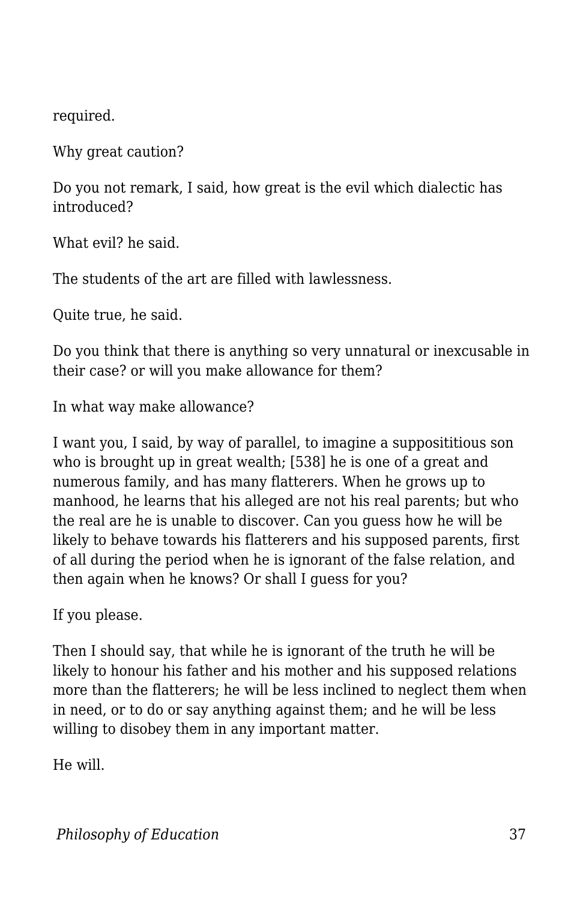required.

Why great caution?

Do you not remark, I said, how great is the evil which dialectic has introduced?

What evil? he said.

The students of the art are filled with lawlessness.

Quite true, he said.

Do you think that there is anything so very unnatural or inexcusable in their case? or will you make allowance for them?

In what way make allowance?

I want you, I said, by way of parallel, to imagine a supposititious son who is brought up in great wealth; [538] he is one of a great and numerous family, and has many flatterers. When he grows up to manhood, he learns that his alleged are not his real parents; but who the real are he is unable to discover. Can you guess how he will be likely to behave towards his flatterers and his supposed parents, first of all during the period when he is ignorant of the false relation, and then again when he knows? Or shall I guess for you?

If you please.

Then I should say, that while he is ignorant of the truth he will be likely to honour his father and his mother and his supposed relations more than the flatterers; he will be less inclined to neglect them when in need, or to do or say anything against them; and he will be less willing to disobey them in any important matter.

He will.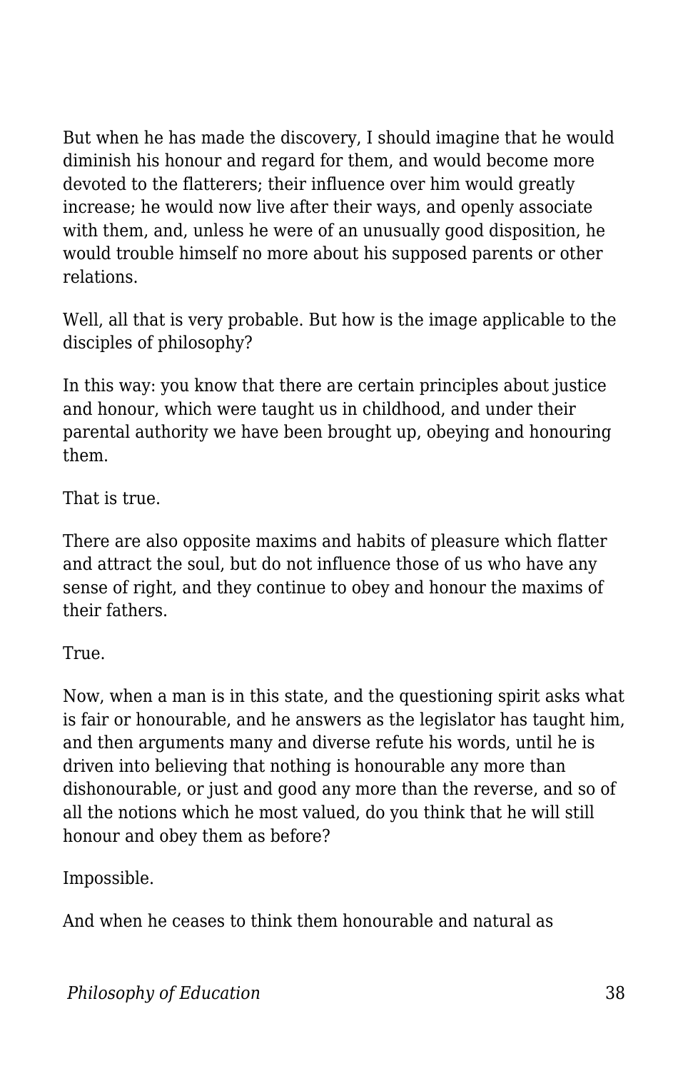But when he has made the discovery, I should imagine that he would diminish his honour and regard for them, and would become more devoted to the flatterers; their influence over him would greatly increase; he would now live after their ways, and openly associate with them, and, unless he were of an unusually good disposition, he would trouble himself no more about his supposed parents or other relations.

Well, all that is very probable. But how is the image applicable to the disciples of philosophy?

In this way: you know that there are certain principles about justice and honour, which were taught us in childhood, and under their parental authority we have been brought up, obeying and honouring them.

That is true.

There are also opposite maxims and habits of pleasure which flatter and attract the soul, but do not influence those of us who have any sense of right, and they continue to obey and honour the maxims of their fathers.

True.

Now, when a man is in this state, and the questioning spirit asks what is fair or honourable, and he answers as the legislator has taught him, and then arguments many and diverse refute his words, until he is driven into believing that nothing is honourable any more than dishonourable, or just and good any more than the reverse, and so of all the notions which he most valued, do you think that he will still honour and obey them as before?

Impossible.

And when he ceases to think them honourable and natural as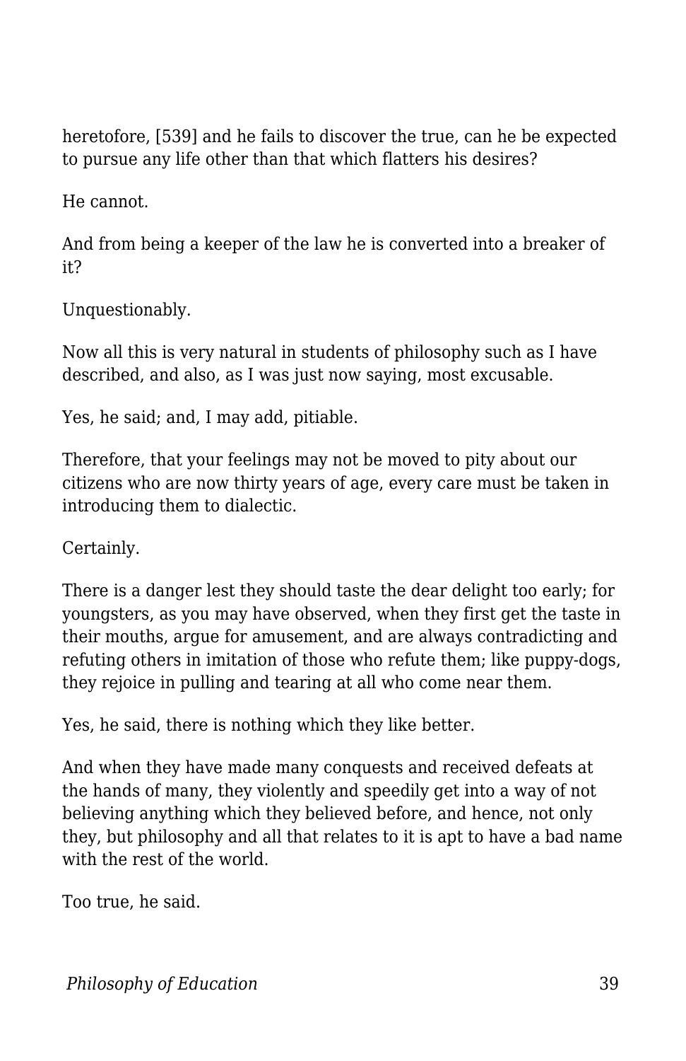heretofore, [539] and he fails to discover the true, can he be expected to pursue any life other than that which flatters his desires?

He cannot.

And from being a keeper of the law he is converted into a breaker of it?

Unquestionably.

Now all this is very natural in students of philosophy such as I have described, and also, as I was just now saying, most excusable.

Yes, he said; and, I may add, pitiable.

Therefore, that your feelings may not be moved to pity about our citizens who are now thirty years of age, every care must be taken in introducing them to dialectic.

Certainly.

There is a danger lest they should taste the dear delight too early; for youngsters, as you may have observed, when they first get the taste in their mouths, argue for amusement, and are always contradicting and refuting others in imitation of those who refute them; like puppy-dogs, they rejoice in pulling and tearing at all who come near them.

Yes, he said, there is nothing which they like better.

And when they have made many conquests and received defeats at the hands of many, they violently and speedily get into a way of not believing anything which they believed before, and hence, not only they, but philosophy and all that relates to it is apt to have a bad name with the rest of the world.

Too true, he said.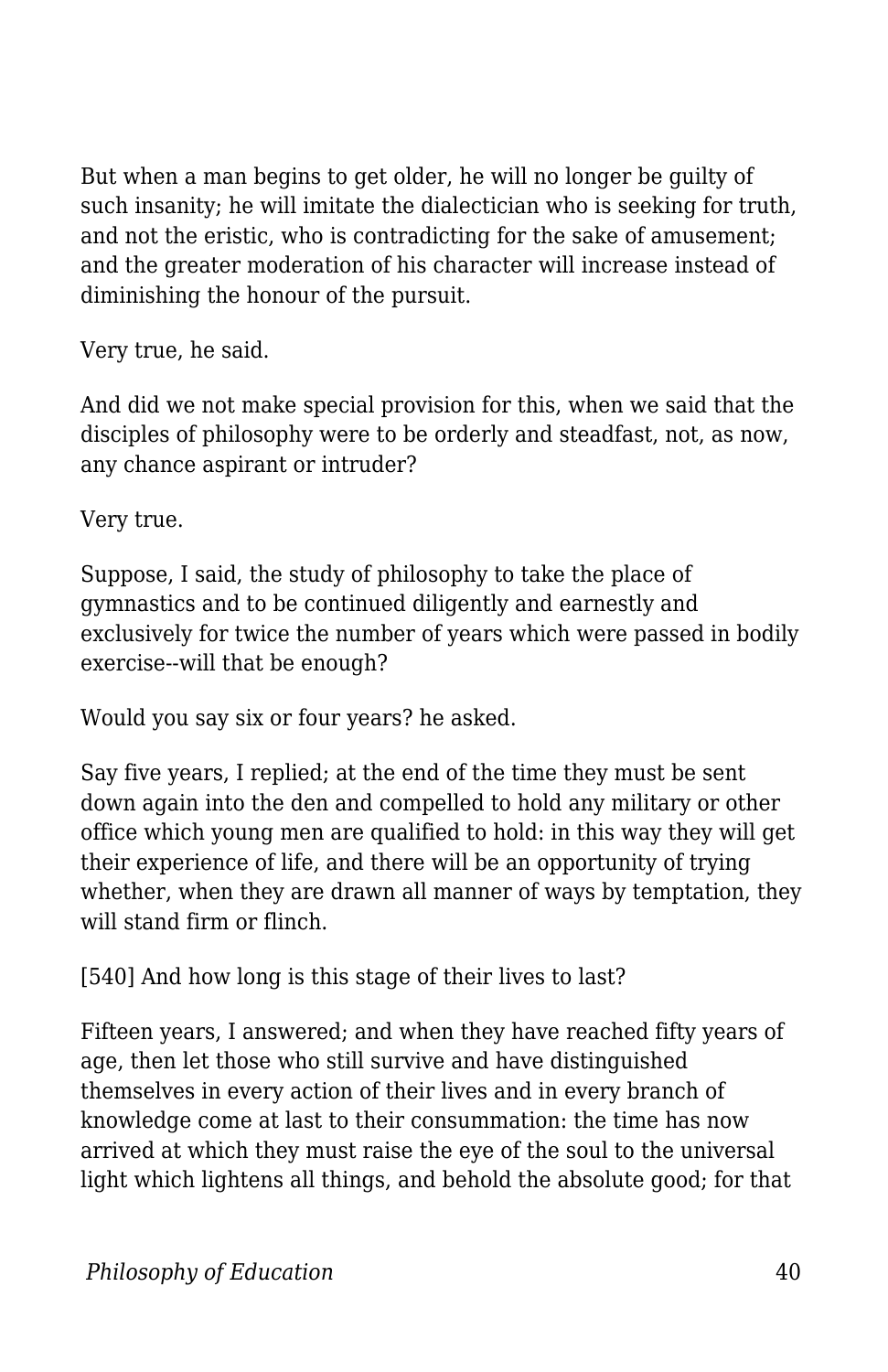But when a man begins to get older, he will no longer be guilty of such insanity; he will imitate the dialectician who is seeking for truth, and not the eristic, who is contradicting for the sake of amusement; and the greater moderation of his character will increase instead of diminishing the honour of the pursuit.

Very true, he said.

And did we not make special provision for this, when we said that the disciples of philosophy were to be orderly and steadfast, not, as now, any chance aspirant or intruder?

Very true.

Suppose, I said, the study of philosophy to take the place of gymnastics and to be continued diligently and earnestly and exclusively for twice the number of years which were passed in bodily exercise--will that be enough?

Would you say six or four years? he asked.

Say five years, I replied; at the end of the time they must be sent down again into the den and compelled to hold any military or other office which young men are qualified to hold: in this way they will get their experience of life, and there will be an opportunity of trying whether, when they are drawn all manner of ways by temptation, they will stand firm or flinch.

[540] And how long is this stage of their lives to last?

Fifteen years, I answered; and when they have reached fifty years of age, then let those who still survive and have distinguished themselves in every action of their lives and in every branch of knowledge come at last to their consummation: the time has now arrived at which they must raise the eye of the soul to the universal light which lightens all things, and behold the absolute good; for that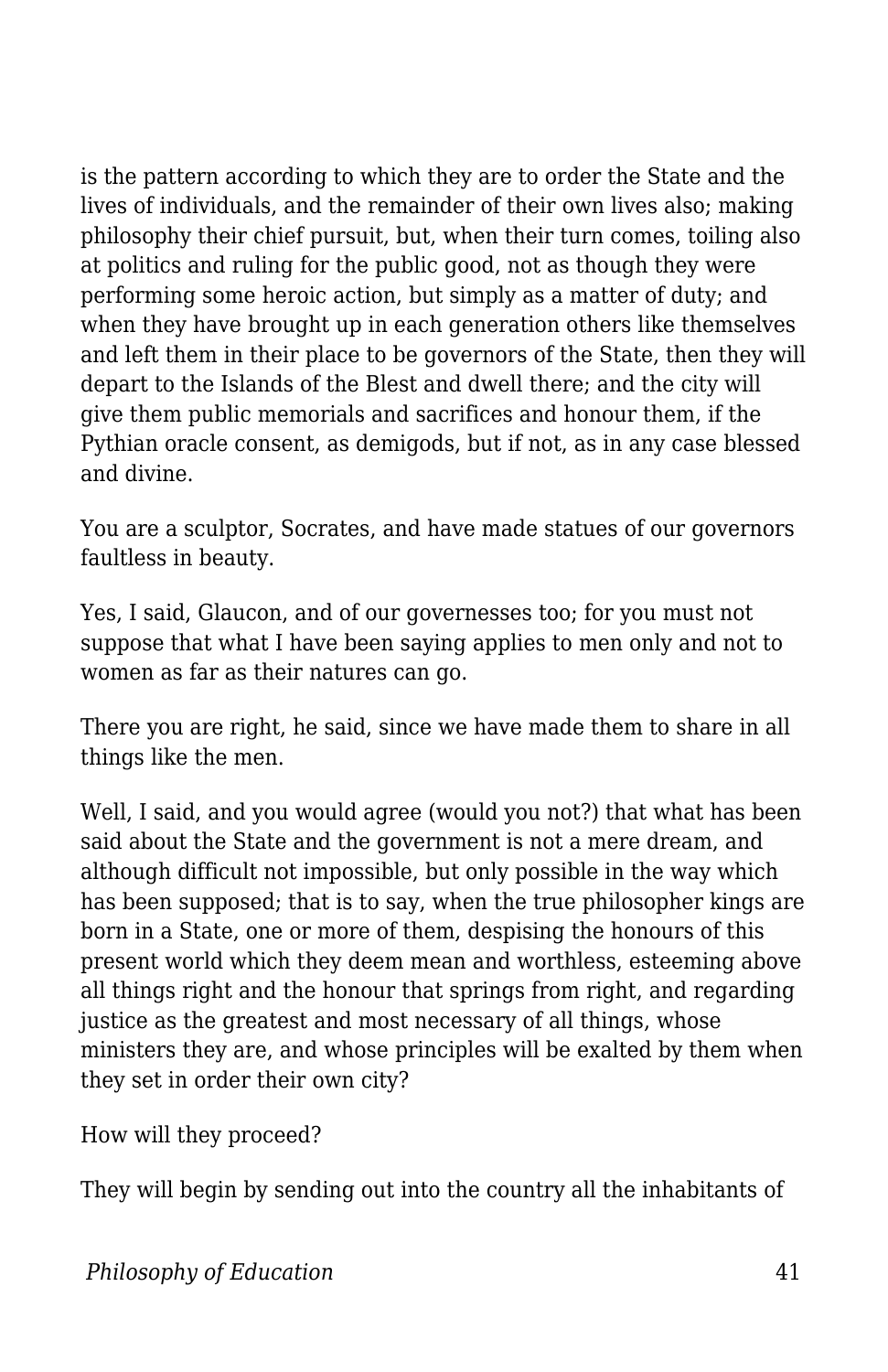is the pattern according to which they are to order the State and the lives of individuals, and the remainder of their own lives also; making philosophy their chief pursuit, but, when their turn comes, toiling also at politics and ruling for the public good, not as though they were performing some heroic action, but simply as a matter of duty; and when they have brought up in each generation others like themselves and left them in their place to be governors of the State, then they will depart to the Islands of the Blest and dwell there; and the city will give them public memorials and sacrifices and honour them, if the Pythian oracle consent, as demigods, but if not, as in any case blessed and divine.

You are a sculptor, Socrates, and have made statues of our governors faultless in beauty.

Yes, I said, Glaucon, and of our governesses too; for you must not suppose that what I have been saying applies to men only and not to women as far as their natures can go.

There you are right, he said, since we have made them to share in all things like the men.

Well, I said, and you would agree (would you not?) that what has been said about the State and the government is not a mere dream, and although difficult not impossible, but only possible in the way which has been supposed; that is to say, when the true philosopher kings are born in a State, one or more of them, despising the honours of this present world which they deem mean and worthless, esteeming above all things right and the honour that springs from right, and regarding justice as the greatest and most necessary of all things, whose ministers they are, and whose principles will be exalted by them when they set in order their own city?

How will they proceed?

They will begin by sending out into the country all the inhabitants of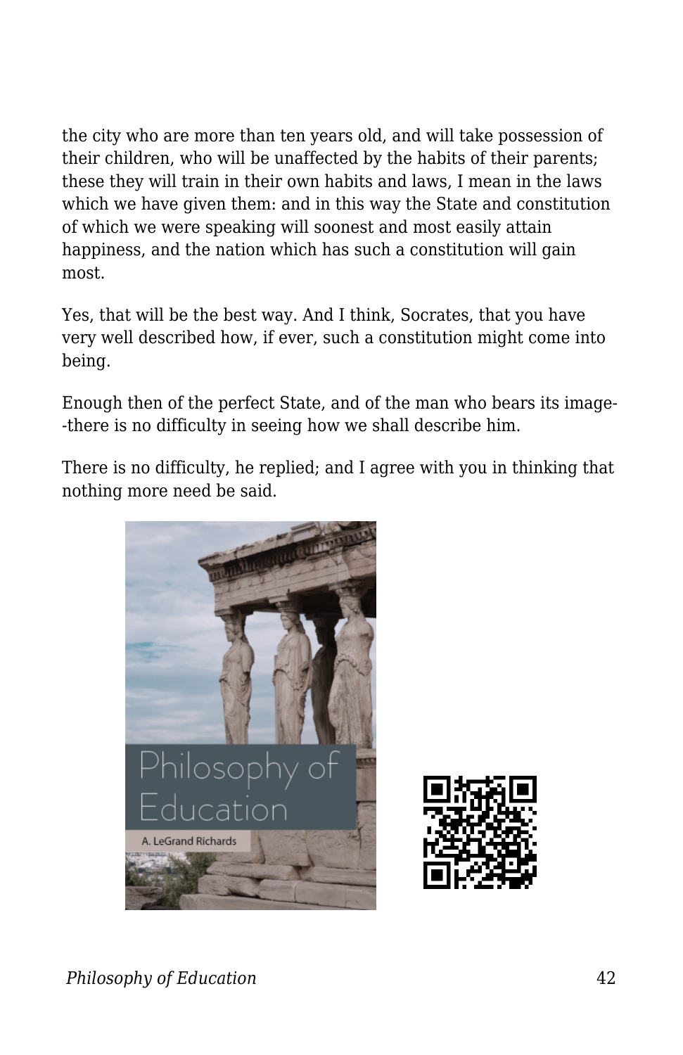the city who are more than ten years old, and will take possession of their children, who will be unaffected by the habits of their parents; these they will train in their own habits and laws, I mean in the laws which we have given them: and in this way the State and constitution of which we were speaking will soonest and most easily attain happiness, and the nation which has such a constitution will gain most.

Yes, that will be the best way. And I think, Socrates, that you have very well described how, if ever, such a constitution might come into being.

Enough then of the perfect State, and of the man who bears its image--there is no difficulty in seeing how we shall describe him.

There is no difficulty, he replied; and I agree with you in thinking that nothing more need be said.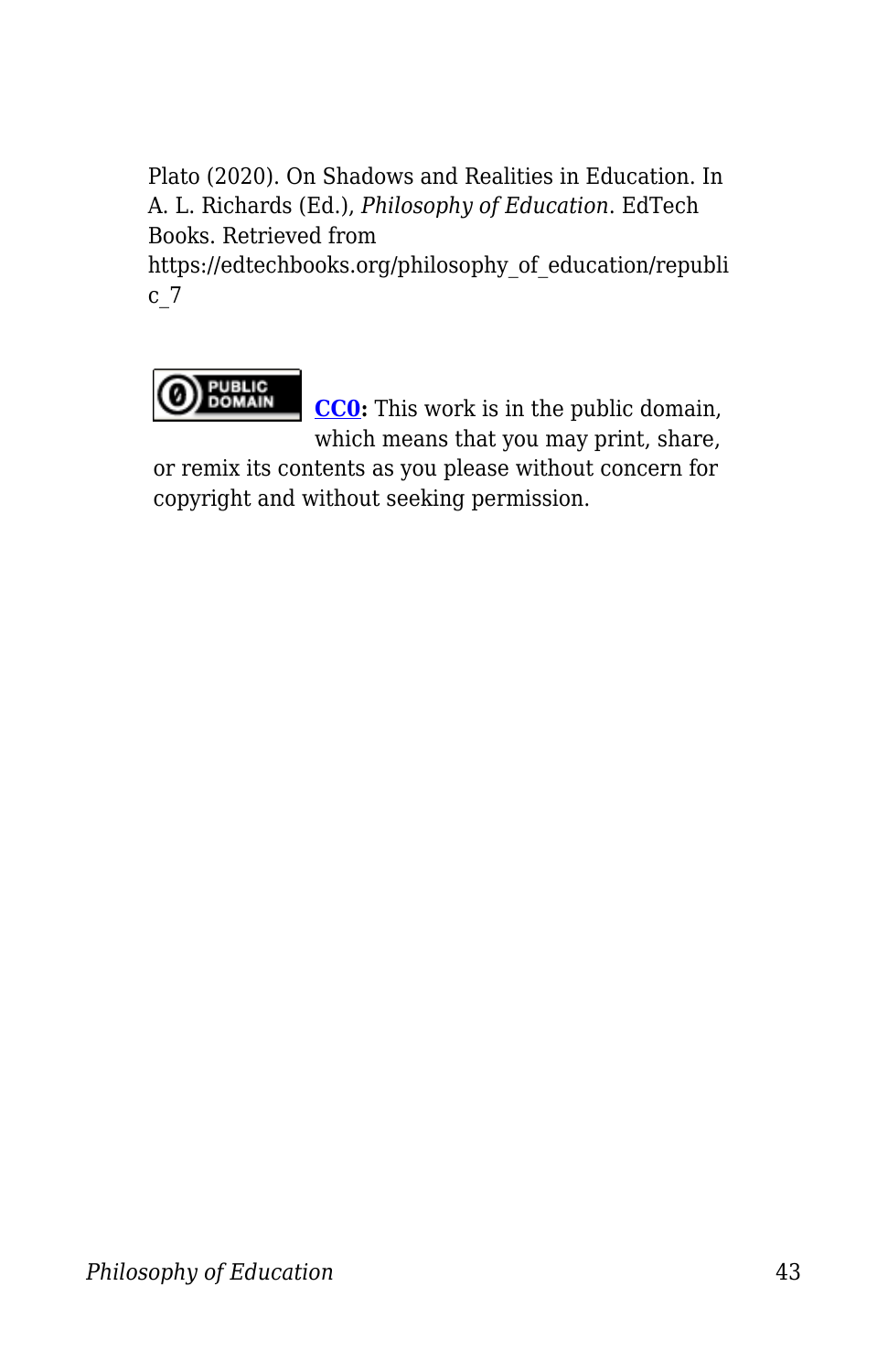Plato (2020). On Shadows and Realities in Education. In A. L. Richards (Ed.), *Philosophy of Education*. EdTech Books. Retrieved from https://edtechbooks.org/philosophy_of_education/republic_7

**CC0:** This work is in the public domain, which means that you may print, share, or remix its contents as you please without concern for copyright and without seeking permission.